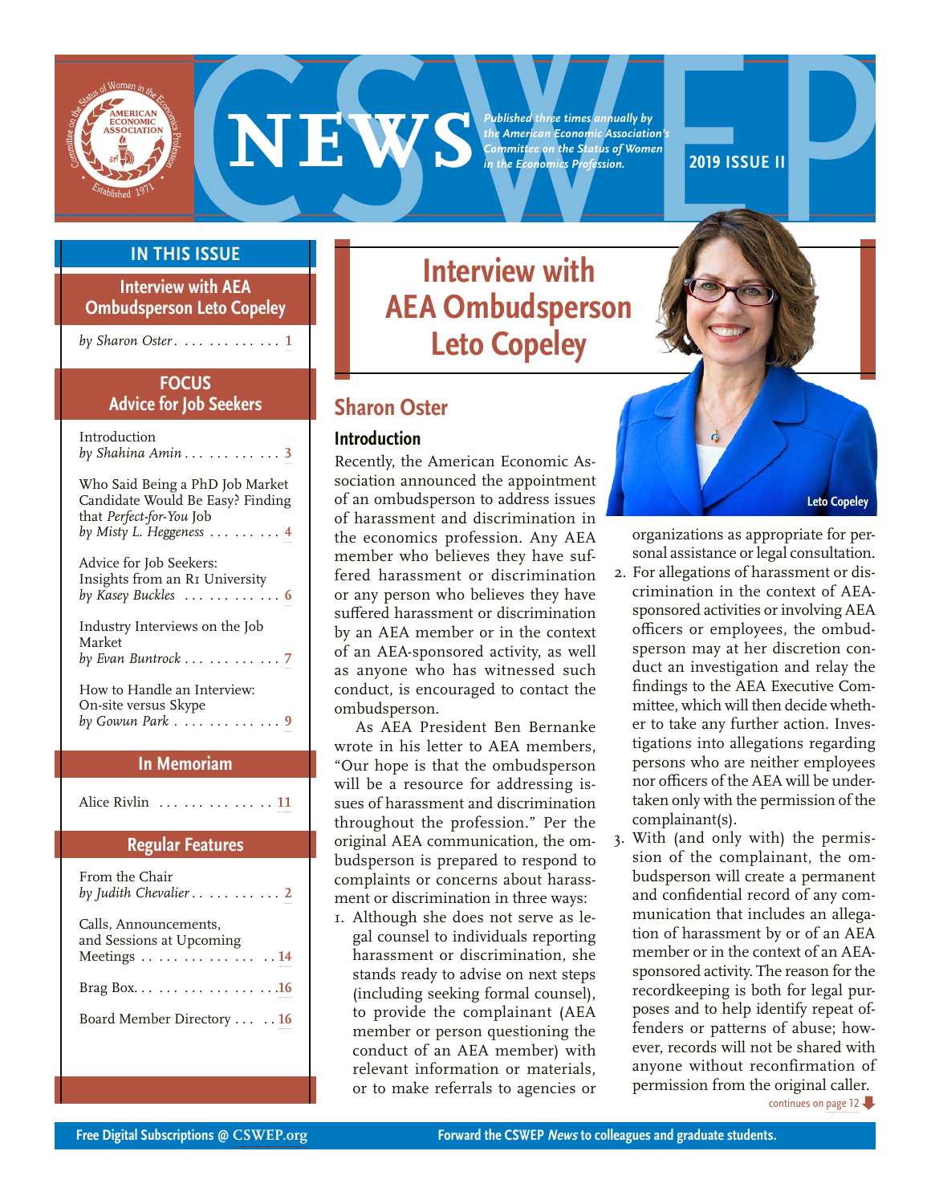# CSWEP NEWS

*Published three times annually by the American Economic Association's Committee on the Status of Women in the Economics Profession.*

**2019 ISSUE II**

## IN THIS ISSUE

**Interview with AEA Ombudsperson Leto Copeley**
*by Sharon Oster* . . . . . . . . . . . . 1

**FOCUS**
**Advice for Job Seekers**

Introduction
*by Shahina Amin* . . . . . . . . . . . 3

Who Said Being a PhD Job Market Candidate Would Be Easy? Finding that *Perfect-for-You* Job
*by Misty L. Heggeness* . . . . . . . . 4

Advice for Job Seekers: Insights from an R1 University
*by Kasey Buckles* . . . . . . . . . . . 6

Industry Interviews on the Job Market
*by Evan Buntrock* . . . . . . . . . . . 7

How to Handle an Interview: On-site versus Skype
*by Gowun Park* . . . . . . . . . . . . 9

**In Memoriam**

Alice Rivlin . . . . . . . . . . . . . 11

**Regular Features**

From the Chair
*by Judith Chevalier* . . . . . . . . . . 2

Calls, Announcements, and Sessions at Upcoming Meetings . . . . . . . . . . . . . 14

Brag Box. . . . . . . . . . . . . . . 16

Board Member Directory . . . . . . 16

# Interview with AEA Ombudsperson Leto Copeley

## Sharon Oster

Leto Copeley

### Introduction

Recently, the American Economic Association announced the appointment of an ombudsperson to address issues of harassment and discrimination in the economics profession. Any AEA member who believes they have suffered harassment or discrimination or any person who believes they have suffered harassment or discrimination by an AEA member or in the context of an AEA-sponsored activity, as well as anyone who has witnessed such conduct, is encouraged to contact the ombudsperson.

As AEA President Ben Bernanke wrote in his letter to AEA members, "Our hope is that the ombudsperson will be a resource for addressing issues of harassment and discrimination throughout the profession." Per the original AEA communication, the ombudsperson is prepared to respond to complaints or concerns about harassment or discrimination in three ways:

1. Although she does not serve as legal counsel to individuals reporting harassment or discrimination, she stands ready to advise on next steps (including seeking formal counsel), to provide the complainant (AEA member or person questioning the conduct of an AEA member) with relevant information or materials, or to make referrals to agencies or organizations as appropriate for personal assistance or legal consultation.
2. For allegations of harassment or discrimination in the context of AEA-sponsored activities or involving AEA officers or employees, the ombudsperson may at her discretion conduct an investigation and relay the findings to the AEA Executive Committee, which will then decide whether to take any further action. Investigations into allegations regarding persons who are neither employees nor officers of the AEA will be undertaken only with the permission of the complainant(s).
3. With (and only with) the permission of the complainant, the ombudsperson will create a permanent and confidential record of any communication that includes an allegation of harassment by or of an AEA member or in the context of an AEA-sponsored activity. The reason for the recordkeeping is both for legal purposes and to help identify repeat offenders or patterns of abuse; however, records will not be shared with anyone without reconfirmation of permission from the original caller.

continues on page 12

Free Digital Subscriptions @ CSWEP.org

Forward the CSWEP *News* to colleagues and graduate students.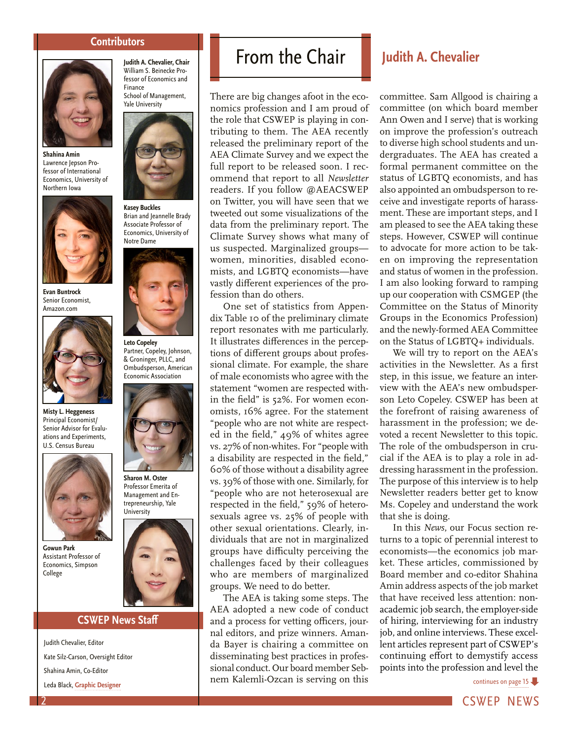## Contributors

**Shahina Amin**
Lawrence Jepson Professor of International Economics, University of Northern Iowa

**Kasey Buckles**
Brian and Jeannelle Brady Associate Professor of Economics, University of Notre Dame

**Evan Buntrock**
Senior Economist, Amazon.com

**Judith A. Chevalier, Chair**
William S. Beinecke Professor of Economics and Finance
School of Management, Yale University

**Leto Copeley**
Partner, Copeley, Johnson, & Groninger, PLLC, and Ombudsperson, American Economic Association

**Misty L. Heggeness**
Principal Economist/ Senior Advisor for Evaluations and Experiments, U.S. Census Bureau

**Sharon M. Oster**
Professor Emerita of Management and Entrepreneurship, Yale University

**Gowun Park**
Assistant Professor of Economics, Simpson College

## CSWEP News Staff

Judith Chevalier, Editor

Kate Silz-Carson, Oversight Editor

Shahina Amin, Co-Editor

Leda Black, Graphic Designer

# From the Chair

## Judith A. Chevalier

There are big changes afoot in the economics profession and I am proud of the role that CSWEP is playing in contributing to them. The AEA recently released the preliminary report of the AEA Climate Survey and we expect the full report to be released soon. I recommend that report to all *Newsletter* readers. If you follow @AEACSWEP on Twitter, you will have seen that we tweeted out some visualizations of the data from the preliminary report. The Climate Survey shows what many of us suspected. Marginalized groups—women, minorities, disabled economists, and LGBTQ economists—have vastly different experiences of the profession than do others.

One set of statistics from Appendix Table 10 of the preliminary climate report resonates with me particularly. It illustrates differences in the perceptions of different groups about professional climate. For example, the share of male economists who agree with the statement "women are respected within the field" is 52%. For women economists, 16% agree. For the statement "people who are not white are respected in the field," 49% of whites agree vs. 27% of non-whites. For "people with a disability are respected in the field," 60% of those without a disability agree vs. 39% of those with one. Similarly, for "people who are not heterosexual are respected in the field," 59% of heterosexuals agree vs. 25% of people with other sexual orientations. Clearly, individuals that are not in marginalized groups have difficulty perceiving the challenges faced by their colleagues who are members of marginalized groups. We need to do better.

The AEA is taking some steps. The AEA adopted a new code of conduct and a process for vetting officers, journal editors, and prize winners. Amanda Bayer is chairing a committee on disseminating best practices in professional conduct. Our board member Sebnem Kalemli-Ozcan is serving on this committee. Sam Allgood is chairing a committee (on which board member Ann Owen and I serve) that is working on improve the profession's outreach to diverse high school students and undergraduates. The AEA has created a formal permanent committee on the status of LGBTQ economists, and has also appointed an ombudsperson to receive and investigate reports of harassment. These are important steps, and I am pleased to see the AEA taking these steps. However, CSWEP will continue to advocate for more action to be taken on improving the representation and status of women in the profession. I am also looking forward to ramping up our cooperation with CSMGEP (the Committee on the Status of Minority Groups in the Economics Profession) and the newly-formed AEA Committee on the Status of LGBTQ+ individuals.

We will try to report on the AEA's activities in the Newsletter. As a first step, in this issue, we feature an interview with the AEA's new ombudsperson Leto Copeley. CSWEP has been at the forefront of raising awareness of harassment in the profession; we devoted a recent Newsletter to this topic. The role of the ombudsperson in crucial if the AEA is to play a role in addressing harassment in the profession. The purpose of this interview is to help Newsletter readers better get to know Ms. Copeley and understand the work that she is doing.

In this *News*, our Focus section returns to a topic of perennial interest to economists—the economics job market. These articles, commissioned by Board member and co-editor Shahina Amin address aspects of the job market that have received less attention: nonacademic job search, the employer-side of hiring, interviewing for an industry job, and online interviews. These excellent articles represent part of CSWEP's continuing effort to demystify access points into the profession and level the

continues on page 15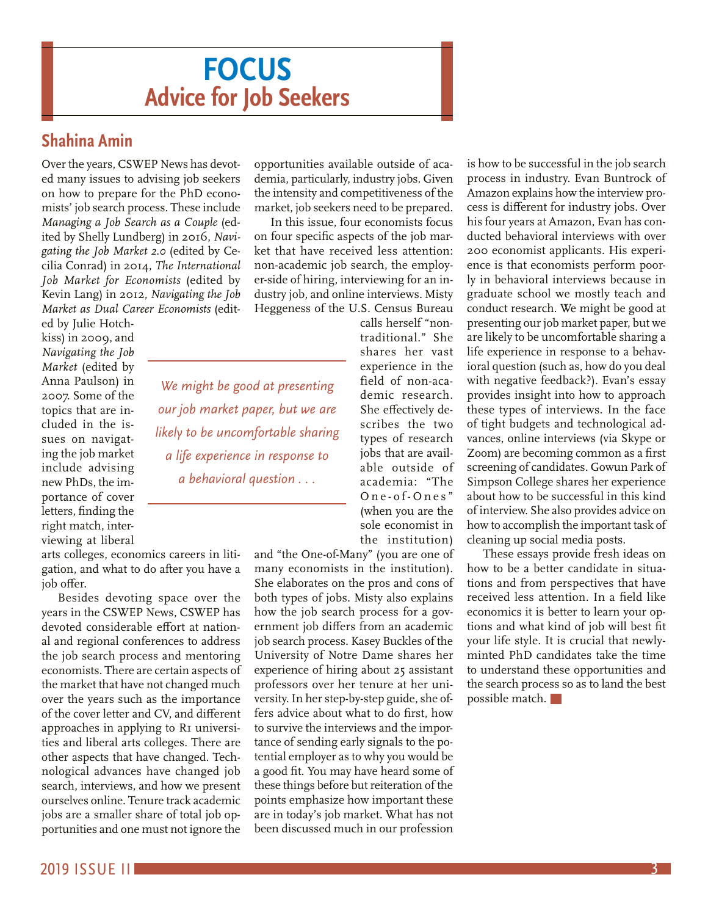# FOCUS
## Advice for Job Seekers

### Shahina Amin

Over the years, CSWEP News has devoted many issues to advising job seekers on how to prepare for the PhD economists' job search process. These include *Managing a Job Search as a Couple* (edited by Shelly Lundberg) in 2016, *Navigating the Job Market 2.0* (edited by Cecilia Conrad) in 2014, *The International Job Market for Economists* (edited by Kevin Lang) in 2012, *Navigating the Job Market as Dual Career Economists* (edited by Julie Hotchkiss) in 2009, and *Navigating the Job Market* (edited by Anna Paulson) in 2007. Some of the topics that are included in the issues on navigating the job market include advising new PhDs, the importance of cover letters, finding the right match, interviewing at liberal arts colleges, economics careers in litigation, and what to do after you have a job offer.

Besides devoting space over the years in the CSWEP News, CSWEP has devoted considerable effort at national and regional conferences to address the job search process and mentoring economists. There are certain aspects of the market that have not changed much over the years such as the importance of the cover letter and CV, and different approaches in applying to R1 universities and liberal arts colleges. There are other aspects that have changed. Technological advances have changed job search, interviews, and how we present ourselves online. Tenure track academic jobs are a smaller share of total job opportunities and one must not ignore the opportunities available outside of academia, particularly, industry jobs. Given the intensity and competitiveness of the market, job seekers need to be prepared.

In this issue, four economists focus on four specific aspects of the job market that have received less attention: non-academic job search, the employer-side of hiring, interviewing for an industry job, and online interviews. Misty Heggeness of the U.S. Census Bureau calls herself "non-traditional." She shares her vast experience in the field of non-academic research. She effectively describes the two types of research jobs that are available outside of academia: "The One-of-Ones" (when you are the sole economist in the institution) and "the One-of-Many" (you are one of many economists in the institution). She elaborates on the pros and cons of both types of jobs. Misty also explains how the job search process for a government job differs from an academic job search process. Kasey Buckles of the University of Notre Dame shares her experience of hiring about 25 assistant professors over her tenure at her university. In her step-by-step guide, she offers advice about what to do first, how to survive the interviews and the importance of sending early signals to the potential employer as to why you would be a good fit. You may have heard some of these things before but reiteration of the points emphasize how important these are in today's job market. What has not been discussed much in our profession is how to be successful in the job search process in industry. Evan Buntrock of Amazon explains how the interview process is different for industry jobs. Over his four years at Amazon, Evan has conducted behavioral interviews with over 200 economist applicants. His experience is that economists perform poorly in behavioral interviews because in graduate school we mostly teach and conduct research. We might be good at presenting our job market paper, but we are likely to be uncomfortable sharing a life experience in response to a behavioral question (such as, how do you deal with negative feedback?). Evan's essay provides insight into how to approach these types of interviews. In the face of tight budgets and technological advances, online interviews (via Skype or Zoom) are becoming common as a first screening of candidates. Gowun Park of Simpson College shares her experience about how to be successful in this kind of interview. She also provides advice on how to accomplish the important task of cleaning up social media posts.

> *We might be good at presenting our job market paper, but we are likely to be uncomfortable sharing a life experience in response to a behavioral question . . .*

These essays provide fresh ideas on how to be a better candidate in situations and from perspectives that have received less attention. In a field like economics it is better to learn your options and what kind of job will best fit your life style. It is crucial that newly-minted PhD candidates take the time to understand these opportunities and the search process so as to land the best possible match. ■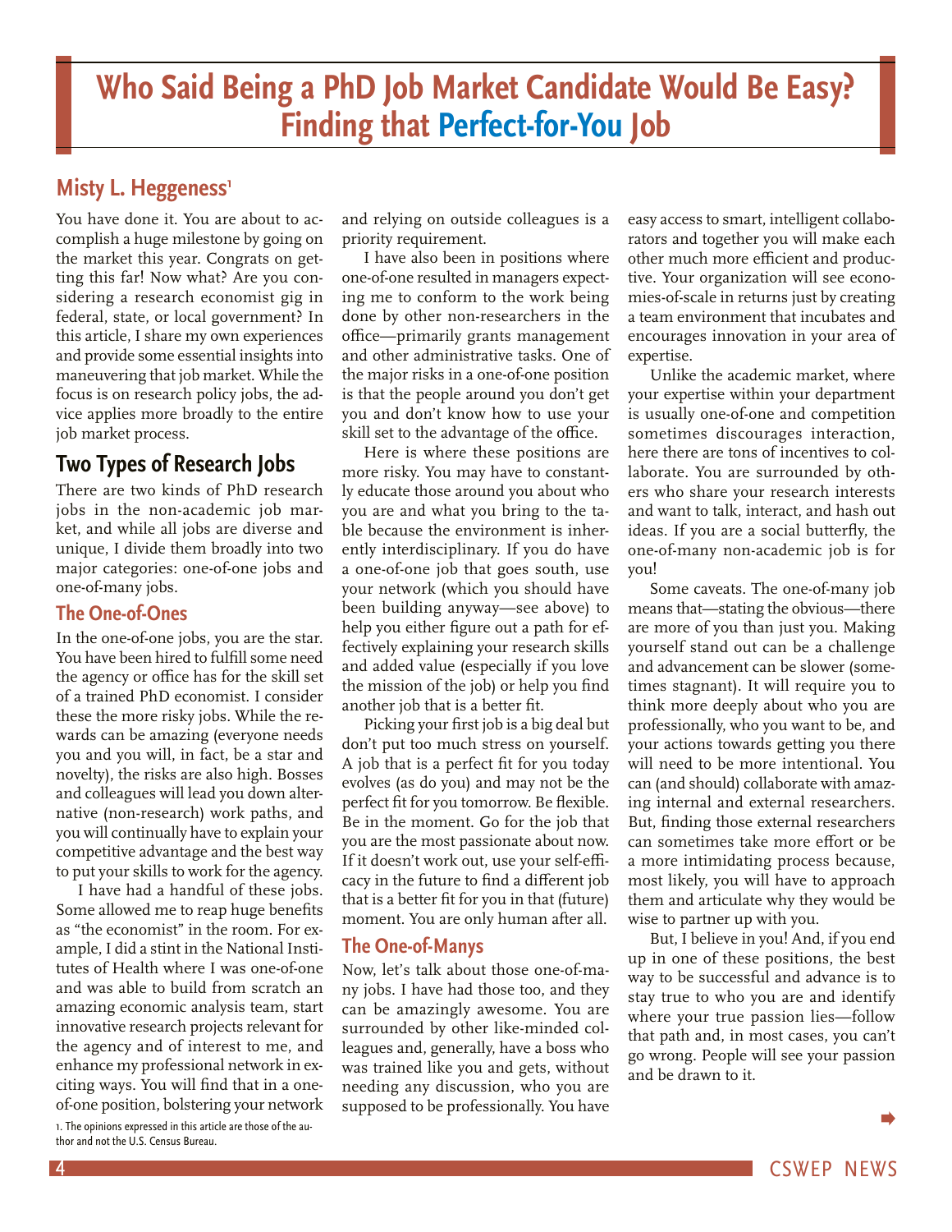# Who Said Being a PhD Job Market Candidate Would Be Easy? Finding that Perfect-for-You Job

## Misty L. Heggeness[1]

You have done it. You are about to accomplish a huge milestone by going on the market this year. Congrats on getting this far! Now what? Are you considering a research economist gig in federal, state, or local government? In this article, I share my own experiences and provide some essential insights into maneuvering that job market. While the focus is on research policy jobs, the advice applies more broadly to the entire job market process.

## Two Types of Research Jobs

There are two kinds of PhD research jobs in the non-academic job market, and while all jobs are diverse and unique, I divide them broadly into two major categories: one-of-one jobs and one-of-many jobs.

### The One-of-Ones

In the one-of-one jobs, you are the star. You have been hired to fulfill some need the agency or office has for the skill set of a trained PhD economist. I consider these the more risky jobs. While the rewards can be amazing (everyone needs you and you will, in fact, be a star and novelty), the risks are also high. Bosses and colleagues will lead you down alternative (non-research) work paths, and you will continually have to explain your competitive advantage and the best way to put your skills to work for the agency.

I have had a handful of these jobs. Some allowed me to reap huge benefits as "the economist" in the room. For example, I did a stint in the National Institutes of Health where I was one-of-one and was able to build from scratch an amazing economic analysis team, start innovative research projects relevant for the agency and of interest to me, and enhance my professional network in exciting ways. You will find that in a one-of-one position, bolstering your network and relying on outside colleagues is a priority requirement.

I have also been in positions where one-of-one resulted in managers expecting me to conform to the work being done by other non-researchers in the office—primarily grants management and other administrative tasks. One of the major risks in a one-of-one position is that the people around you don't get you and don't know how to use your skill set to the advantage of the office.

Here is where these positions are more risky. You may have to constantly educate those around you about who you are and what you bring to the table because the environment is inherently interdisciplinary. If you do have a one-of-one job that goes south, use your network (which you should have been building anyway—see above) to help you either figure out a path for effectively explaining your research skills and added value (especially if you love the mission of the job) or help you find another job that is a better fit.

Picking your first job is a big deal but don't put too much stress on yourself. A job that is a perfect fit for you today evolves (as do you) and may not be the perfect fit for you tomorrow. Be flexible. Be in the moment. Go for the job that you are the most passionate about now. If it doesn't work out, use your self-efficacy in the future to find a different job that is a better fit for you in that (future) moment. You are only human after all.

### The One-of-Manys

Now, let's talk about those one-of-many jobs. I have had those too, and they can be amazingly awesome. You are surrounded by other like-minded colleagues and, generally, have a boss who was trained like you and gets, without needing any discussion, who you are supposed to be professionally. You have easy access to smart, intelligent collaborators and together you will make each other much more efficient and productive. Your organization will see economies-of-scale in returns just by creating a team environment that incubates and encourages innovation in your area of expertise.

Unlike the academic market, where your expertise within your department is usually one-of-one and competition sometimes discourages interaction, here there are tons of incentives to collaborate. You are surrounded by others who share your research interests and want to talk, interact, and hash out ideas. If you are a social butterfly, the one-of-many non-academic job is for you!

Some caveats. The one-of-many job means that—stating the obvious—there are more of you than just you. Making yourself stand out can be a challenge and advancement can be slower (sometimes stagnant). It will require you to think more deeply about who you are professionally, who you want to be, and your actions towards getting you there will need to be more intentional. You can (and should) collaborate with amazing internal and external researchers. But, finding those external researchers can sometimes take more effort or be a more intimidating process because, most likely, you will have to approach them and articulate why they would be wise to partner up with you.

But, I believe in you! And, if you end up in one of these positions, the best way to be successful and advance is to stay true to who you are and identify where your true passion lies—follow that path and, in most cases, you can't go wrong. People will see your passion and be drawn to it.

1. The opinions expressed in this article are those of the author and not the U.S. Census Bureau.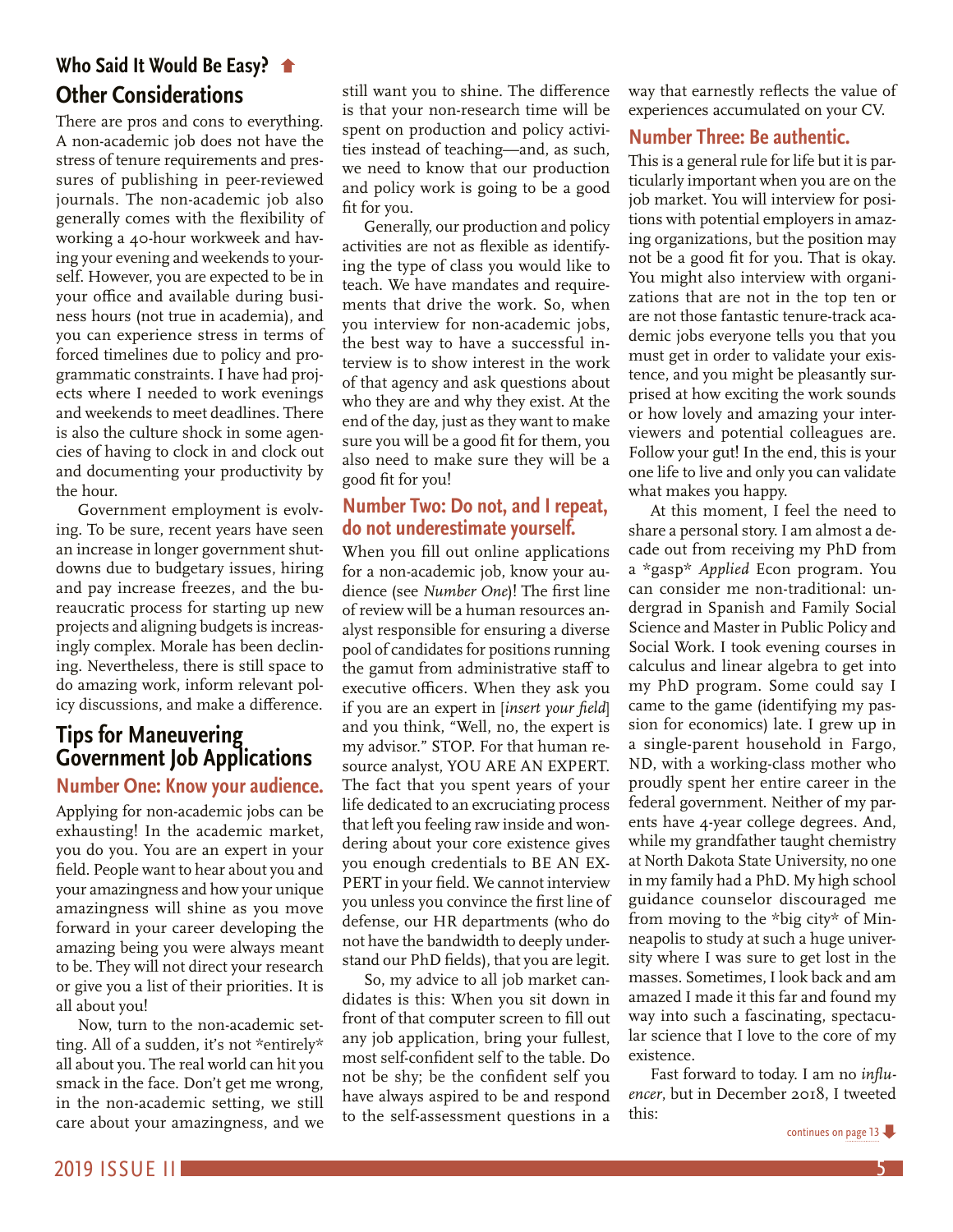## Who Said It Would Be Easy? ⬆

## Other Considerations

There are pros and cons to everything. A non-academic job does not have the stress of tenure requirements and pressures of publishing in peer-reviewed journals. The non-academic job also generally comes with the flexibility of working a 40-hour workweek and having your evening and weekends to yourself. However, you are expected to be in your office and available during business hours (not true in academia), and you can experience stress in terms of forced timelines due to policy and programmatic constraints. I have had projects where I needed to work evenings and weekends to meet deadlines. There is also the culture shock in some agencies of having to clock in and clock out and documenting your productivity by the hour.

Government employment is evolving. To be sure, recent years have seen an increase in longer government shutdowns due to budgetary issues, hiring and pay increase freezes, and the bureaucratic process for starting up new projects and aligning budgets is increasingly complex. Morale has been declining. Nevertheless, there is still space to do amazing work, inform relevant policy discussions, and make a difference.

## Tips for Maneuvering Government Job Applications

### Number One: Know your audience.

Applying for non-academic jobs can be exhausting! In the academic market, you do you. You are an expert in your field. People want to hear about you and your amazingness and how your unique amazingness will shine as you move forward in your career developing the amazing being you were always meant to be. They will not direct your research or give you a list of their priorities. It is all about you!

Now, turn to the non-academic setting. All of a sudden, it's not *entirely* all about you. The real world can hit you smack in the face. Don't get me wrong, in the non-academic setting, we still care about your amazingness, and we still want you to shine. The difference is that your non-research time will be spent on production and policy activities instead of teaching—and, as such, we need to know that our production and policy work is going to be a good fit for you.

Generally, our production and policy activities are not as flexible as identifying the type of class you would like to teach. We have mandates and requirements that drive the work. So, when you interview for non-academic jobs, the best way to have a successful interview is to show interest in the work of that agency and ask questions about who they are and why they exist. At the end of the day, just as they want to make sure you will be a good fit for them, you also need to make sure they will be a good fit for you!

### Number Two: Do not, and I repeat, do not underestimate yourself.

When you fill out online applications for a non-academic job, know your audience (see *Number One*)! The first line of review will be a human resources analyst responsible for ensuring a diverse pool of candidates for positions running the gamut from administrative staff to executive officers. When they ask you if you are an expert in [*insert your field*] and you think, "Well, no, the expert is my advisor." STOP. For that human resource analyst, YOU ARE AN EXPERT. The fact that you spent years of your life dedicated to an excruciating process that left you feeling raw inside and wondering about your core existence gives you enough credentials to BE AN EXPERT in your field. We cannot interview you unless you convince the first line of defense, our HR departments (who do not have the bandwidth to deeply understand our PhD fields), that you are legit.

So, my advice to all job market candidates is this: When you sit down in front of that computer screen to fill out any job application, bring your fullest, most self-confident self to the table. Do not be shy; be the confident self you have always aspired to be and respond to the self-assessment questions in a way that earnestly reflects the value of experiences accumulated on your CV.

### Number Three: Be authentic.

This is a general rule for life but it is particularly important when you are on the job market. You will interview for positions with potential employers in amazing organizations, but the position may not be a good fit for you. That is okay. You might also interview with organizations that are not in the top ten or are not those fantastic tenure-track academic jobs everyone tells you that you must get in order to validate your existence, and you might be pleasantly surprised at how exciting the work sounds or how lovely and amazing your interviewers and potential colleagues are. Follow your gut! In the end, this is your one life to live and only you can validate what makes you happy.

At this moment, I feel the need to share a personal story. I am almost a decade out from receiving my PhD from a *gasp* *Applied* Econ program. You can consider me non-traditional: undergrad in Spanish and Family Social Science and Master in Public Policy and Social Work. I took evening courses in calculus and linear algebra to get into my PhD program. Some could say I came to the game (identifying my passion for economics) late. I grew up in a single-parent household in Fargo, ND, with a working-class mother who proudly spent her entire career in the federal government. Neither of my parents have 4-year college degrees. And, while my grandfather taught chemistry at North Dakota State University, no one in my family had a PhD. My high school guidance counselor discouraged me from moving to the *big city* of Minneapolis to study at such a huge university where I was sure to get lost in the masses. Sometimes, I look back and am amazed I made it this far and found my way into such a fascinating, spectacular science that I love to the core of my existence.

Fast forward to today. I am no *influencer*, but in December 2018, I tweeted this:

continues on page 13 ⬇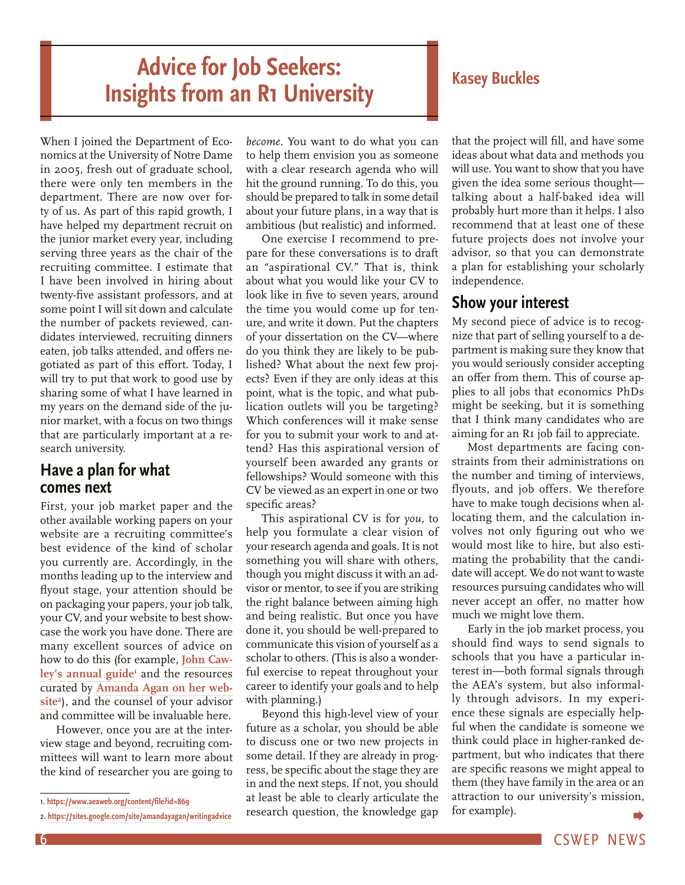# Advice for Job Seekers: Insights from an R1 University

## Kasey Buckles

When I joined the Department of Economics at the University of Notre Dame in 2005, fresh out of graduate school, there were only ten members in the department. There are now over forty of us. As part of this rapid growth, I have helped my department recruit on the junior market every year, including serving three years as the chair of the recruiting committee. I estimate that I have been involved in hiring about twenty-five assistant professors, and at some point I will sit down and calculate the number of packets reviewed, candidates interviewed, recruiting dinners eaten, job talks attended, and offers negotiated as part of this effort. Today, I will try to put that work to good use by sharing some of what I have learned in my years on the demand side of the junior market, with a focus on two things that are particularly important at a research university.

### Have a plan for what comes next

First, your job market paper and the other available working papers on your website are a recruiting committee's best evidence of the kind of scholar you currently are. Accordingly, in the months leading up to the interview and flyout stage, your attention should be on packaging your papers, your job talk, your CV, and your website to best showcase the work you have done. There are many excellent sources of advice on how to do this (for example, **John Cawley's annual guide**[1] and the resources curated by **Amanda Agan on her website**[2]), and the counsel of your advisor and committee will be invaluable here.

However, once you are at the interview stage and beyond, recruiting committees will want to learn more about the kind of researcher you are going to *become*. You want to do what you can to help them envision you as someone with a clear research agenda who will hit the ground running. To do this, you should be prepared to talk in some detail about your future plans, in a way that is ambitious (but realistic) and informed.

One exercise I recommend to prepare for these conversations is to draft an "aspirational CV." That is, think about what you would like your CV to look like in five to seven years, around the time you would come up for tenure, and write it down. Put the chapters of your dissertation on the CV—where do you think they are likely to be published? What about the next few projects? Even if they are only ideas at this point, what is the topic, and what publication outlets will you be targeting? Which conferences will it make sense for you to submit your work to and attend? Has this aspirational version of yourself been awarded any grants or fellowships? Would someone with this CV be viewed as an expert in one or two specific areas?

This aspirational CV is for *you,* to help you formulate a clear vision of your research agenda and goals. It is not something you will share with others, though you might discuss it with an advisor or mentor, to see if you are striking the right balance between aiming high and being realistic. But once you have done it, you should be well-prepared to communicate this vision of yourself as a scholar to others. (This is also a wonderful exercise to repeat throughout your career to identify your goals and to help with planning.)

Beyond this high-level view of your future as a scholar, you should be able to discuss one or two new projects in some detail. If they are already in progress, be specific about the stage they are in and the next steps. If not, you should at least be able to clearly articulate the research question, the knowledge gap that the project will fill, and have some ideas about what data and methods you will use. You want to show that you have given the idea some serious thought—talking about a half-baked idea will probably hurt more than it helps. I also recommend that at least one of these future projects does not involve your advisor, so that you can demonstrate a plan for establishing your scholarly independence.

### Show your interest

My second piece of advice is to recognize that part of selling yourself to a department is making sure they know that you would seriously consider accepting an offer from them. This of course applies to all jobs that economics PhDs might be seeking, but it is something that I think many candidates who are aiming for an R1 job fail to appreciate.

Most departments are facing constraints from their administrations on the number and timing of interviews, flyouts, and job offers. We therefore have to make tough decisions when allocating them, and the calculation involves not only figuring out who we would most like to hire, but also estimating the probability that the candidate will accept. We do not want to waste resources pursuing candidates who will never accept an offer, no matter how much we might love them.

Early in the job market process, you should find ways to send signals to schools that you have a particular interest in—both formal signals through the AEA's system, but also informally through advisors. In my experience these signals are especially helpful when the candidate is someone we think could place in higher-ranked department, but who indicates that there are specific reasons we might appeal to them (they have family in the area or an attraction to our university's mission, for example).

---

1. https://www.aeaweb.org/content/file?id=869
2. https://sites.google.com/site/amandayagan/writingadvice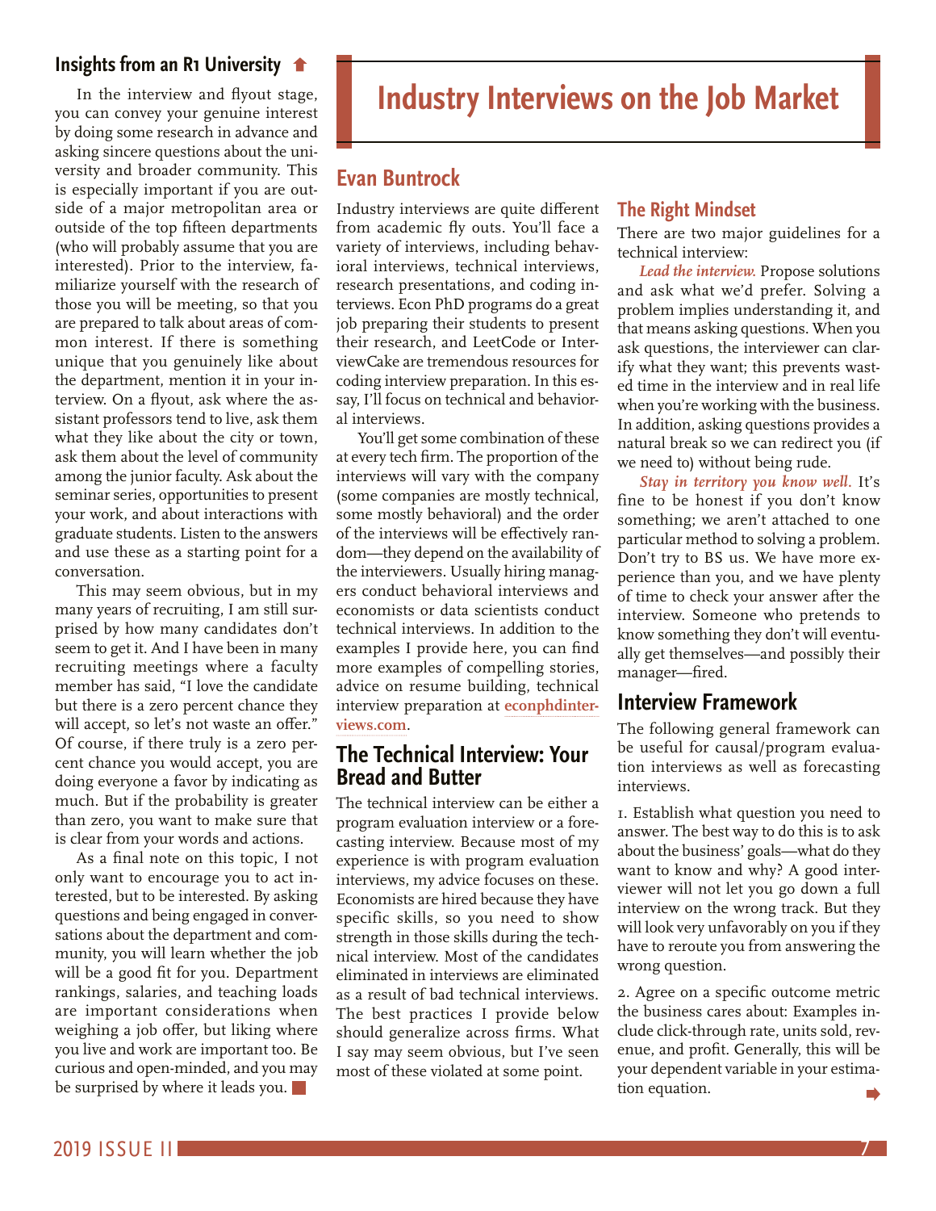## Insights from an R1 University

In the interview and flyout stage, you can convey your genuine interest by doing some research in advance and asking sincere questions about the university and broader community. This is especially important if you are outside of a major metropolitan area or outside of the top fifteen departments (who will probably assume that you are interested). Prior to the interview, familiarize yourself with the research of those you will be meeting, so that you are prepared to talk about areas of common interest. If there is something unique that you genuinely like about the department, mention it in your interview. On a flyout, ask where the assistant professors tend to live, ask them what they like about the city or town, ask them about the level of community among the junior faculty. Ask about the seminar series, opportunities to present your work, and about interactions with graduate students. Listen to the answers and use these as a starting point for a conversation.

This may seem obvious, but in my many years of recruiting, I am still surprised by how many candidates don't seem to get it. And I have been in many recruiting meetings where a faculty member has said, "I love the candidate but there is a zero percent chance they will accept, so let's not waste an offer." Of course, if there truly is a zero percent chance you would accept, you are doing everyone a favor by indicating as much. But if the probability is greater than zero, you want to make sure that is clear from your words and actions.

As a final note on this topic, I not only want to encourage you to act interested, but to be interested. By asking questions and being engaged in conversations about the department and community, you will learn whether the job will be a good fit for you. Department rankings, salaries, and teaching loads are important considerations when weighing a job offer, but liking where you live and work are important too. Be curious and open-minded, and you may be surprised by where it leads you.

# Industry Interviews on the Job Market

## Evan Buntrock

Industry interviews are quite different from academic fly outs. You'll face a variety of interviews, including behavioral interviews, technical interviews, research presentations, and coding interviews. Econ PhD programs do a great job preparing their students to present their research, and LeetCode or InterviewCake are tremendous resources for coding interview preparation. In this essay, I'll focus on technical and behavioral interviews.

You'll get some combination of these at every tech firm. The proportion of the interviews will vary with the company (some companies are mostly technical, some mostly behavioral) and the order of the interviews will be effectively random—they depend on the availability of the interviewers. Usually hiring managers conduct behavioral interviews and economists or data scientists conduct technical interviews. In addition to the examples I provide here, you can find more examples of compelling stories, advice on resume building, technical interview preparation at **econphdinterviews.com**.

## The Technical Interview: Your Bread and Butter

The technical interview can be either a program evaluation interview or a forecasting interview. Because most of my experience is with program evaluation interviews, my advice focuses on these. Economists are hired because they have specific skills, so you need to show strength in those skills during the technical interview. Most of the candidates eliminated in interviews are eliminated as a result of bad technical interviews. The best practices I provide below should generalize across firms. What I say may seem obvious, but I've seen most of these violated at some point.

## The Right Mindset

There are two major guidelines for a technical interview:

*Lead the interview.* Propose solutions and ask what we'd prefer. Solving a problem implies understanding it, and that means asking questions. When you ask questions, the interviewer can clarify what they want; this prevents wasted time in the interview and in real life when you're working with the business. In addition, asking questions provides a natural break so we can redirect you (if we need to) without being rude.

*Stay in territory you know well.* It's fine to be honest if you don't know something; we aren't attached to one particular method to solving a problem. Don't try to BS us. We have more experience than you, and we have plenty of time to check your answer after the interview. Someone who pretends to know something they don't will eventually get themselves—and possibly their manager—fired.

## Interview Framework

The following general framework can be useful for causal/program evaluation interviews as well as forecasting interviews.

1. Establish what question you need to answer. The best way to do this is to ask about the business' goals—what do they want to know and why? A good interviewer will not let you go down a full interview on the wrong track. But they will look very unfavorably on you if they have to reroute you from answering the wrong question.

2. Agree on a specific outcome metric the business cares about: Examples include click-through rate, units sold, revenue, and profit. Generally, this will be your dependent variable in your estimation equation.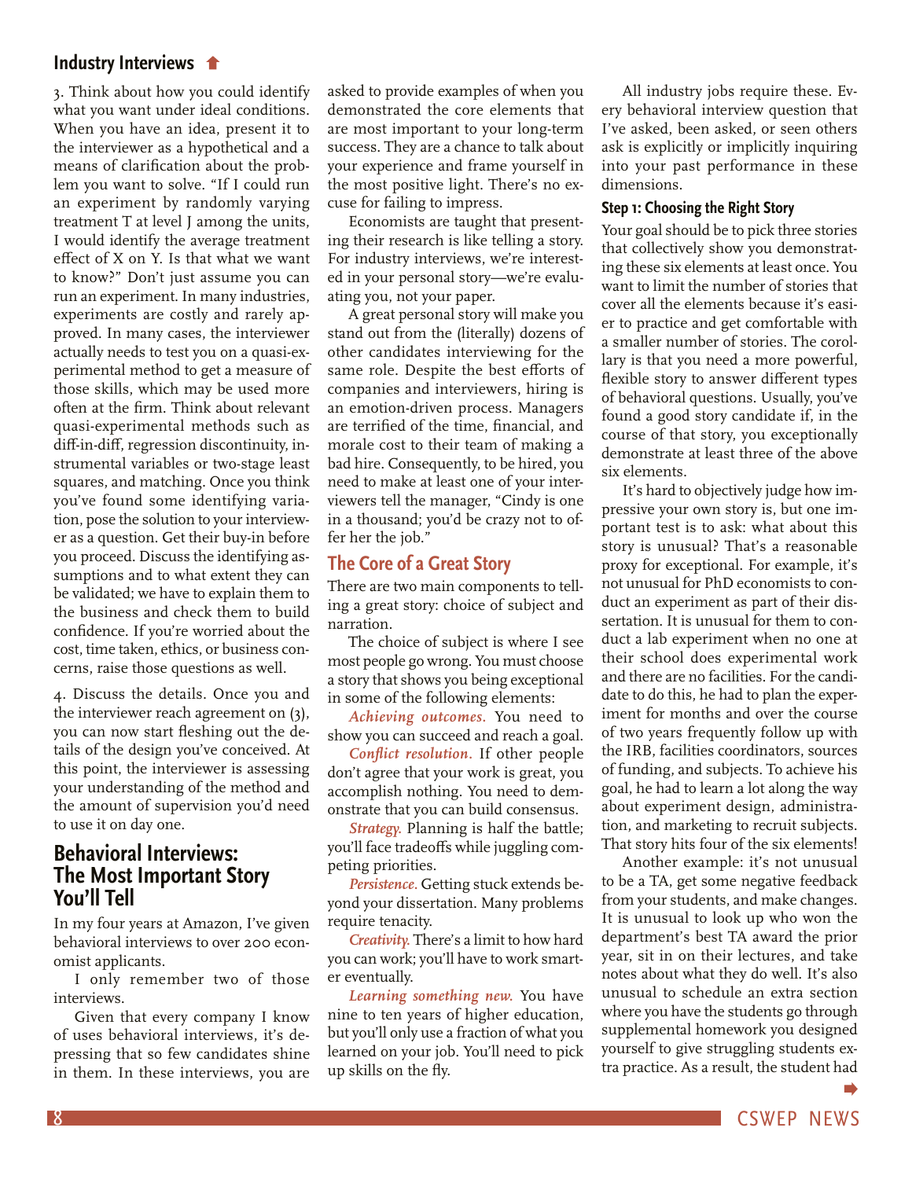3. Think about how you could identify what you want under ideal conditions. When you have an idea, present it to the interviewer as a hypothetical and a means of clarification about the problem you want to solve. "If I could run an experiment by randomly varying treatment T at level J among the units, I would identify the average treatment effect of X on Y. Is that what we want to know?" Don't just assume you can run an experiment. In many industries, experiments are costly and rarely approved. In many cases, the interviewer actually needs to test you on a quasi-experimental method to get a measure of those skills, which may be used more often at the firm. Think about relevant quasi-experimental methods such as diff-in-diff, regression discontinuity, instrumental variables or two-stage least squares, and matching. Once you think you've found some identifying variation, pose the solution to your interviewer as a question. Get their buy-in before you proceed. Discuss the identifying assumptions and to what extent they can be validated; we have to explain them to the business and check them to build confidence. If you're worried about the cost, time taken, ethics, or business concerns, raise those questions as well.

4. Discuss the details. Once you and the interviewer reach agreement on (3), you can now start fleshing out the details of the design you've conceived. At this point, the interviewer is assessing your understanding of the method and the amount of supervision you'd need to use it on day one.

## Behavioral Interviews: The Most Important Story You'll Tell

In my four years at Amazon, I've given behavioral interviews to over 200 economist applicants.

I only remember two of those interviews.

Given that every company I know of uses behavioral interviews, it's depressing that so few candidates shine in them. In these interviews, you are asked to provide examples of when you demonstrated the core elements that are most important to your long-term success. They are a chance to talk about your experience and frame yourself in the most positive light. There's no excuse for failing to impress.

Economists are taught that presenting their research is like telling a story. For industry interviews, we're interested in your personal story—we're evaluating you, not your paper.

A great personal story will make you stand out from the (literally) dozens of other candidates interviewing for the same role. Despite the best efforts of companies and interviewers, hiring is an emotion-driven process. Managers are terrified of the time, financial, and morale cost to their team of making a bad hire. Consequently, to be hired, you need to make at least one of your interviewers tell the manager, "Cindy is one in a thousand; you'd be crazy not to offer her the job."

### The Core of a Great Story

There are two main components to telling a great story: choice of subject and narration.

The choice of subject is where I see most people go wrong. You must choose a story that shows you being exceptional in some of the following elements:

*Achieving outcomes.* You need to show you can succeed and reach a goal.

*Conflict resolution.* If other people don't agree that your work is great, you accomplish nothing. You need to demonstrate that you can build consensus.

*Strategy.* Planning is half the battle; you'll face tradeoffs while juggling competing priorities.

*Persistence.* Getting stuck extends beyond your dissertation. Many problems require tenacity.

*Creativity.* There's a limit to how hard you can work; you'll have to work smarter eventually.

*Learning something new.* You have nine to ten years of higher education, but you'll only use a fraction of what you learned on your job. You'll need to pick up skills on the fly.

All industry jobs require these. Every behavioral interview question that I've asked, been asked, or seen others ask is explicitly or implicitly inquiring into your past performance in these dimensions.

### Step 1: Choosing the Right Story

Your goal should be to pick three stories that collectively show you demonstrating these six elements at least once. You want to limit the number of stories that cover all the elements because it's easier to practice and get comfortable with a smaller number of stories. The corollary is that you need a more powerful, flexible story to answer different types of behavioral questions. Usually, you've found a good story candidate if, in the course of that story, you exceptionally demonstrate at least three of the above six elements.

It's hard to objectively judge how impressive your own story is, but one important test is to ask: what about this story is unusual? That's a reasonable proxy for exceptional. For example, it's not unusual for PhD economists to conduct an experiment as part of their dissertation. It is unusual for them to conduct a lab experiment when no one at their school does experimental work and there are no facilities. For the candidate to do this, he had to plan the experiment for months and over the course of two years frequently follow up with the IRB, facilities coordinators, sources of funding, and subjects. To achieve his goal, he had to learn a lot along the way about experiment design, administration, and marketing to recruit subjects. That story hits four of the six elements!

Another example: it's not unusual to be a TA, get some negative feedback from your students, and make changes. It is unusual to look up who won the department's best TA award the prior year, sit in on their lectures, and take notes about what they do well. It's also unusual to schedule an extra section where you have the students go through supplemental homework you designed yourself to give struggling students extra practice. As a result, the student had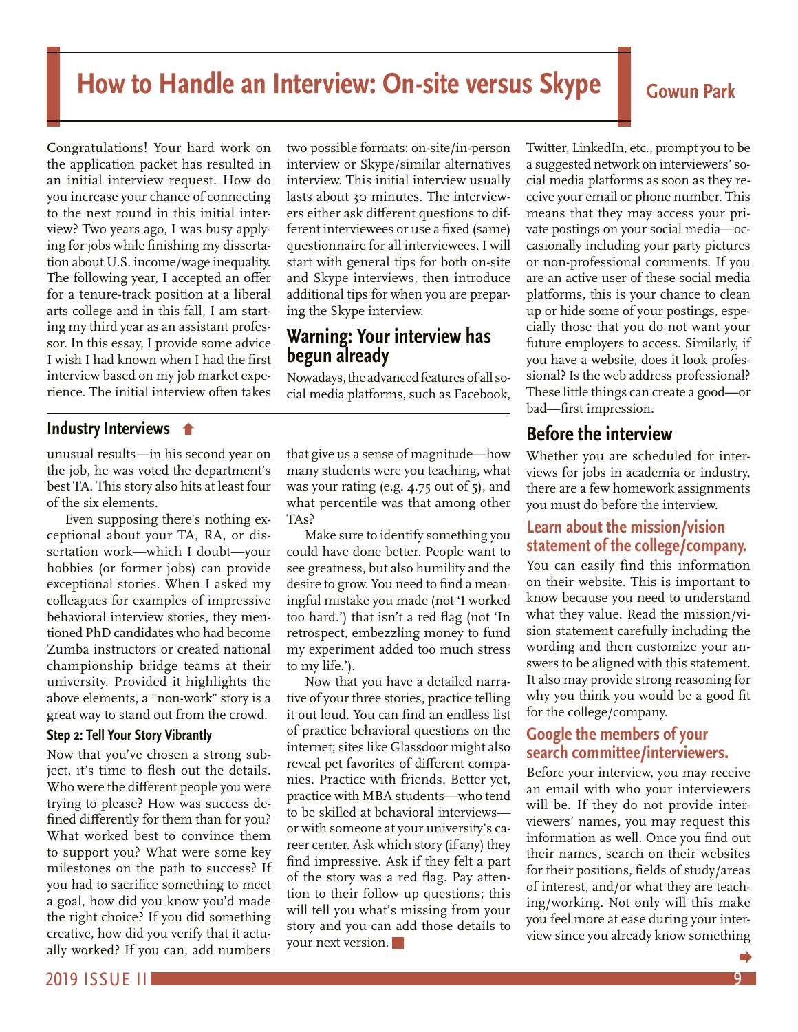# How to Handle an Interview: On-site versus Skype

**Gowun Park**

Congratulations! Your hard work on the application packet has resulted in an initial interview request. How do you increase your chance of connecting to the next round in this initial interview? Two years ago, I was busy applying for jobs while finishing my dissertation about U.S. income/wage inequality. The following year, I accepted an offer for a tenure-track position at a liberal arts college and in this fall, I am starting my third year as an assistant professor. In this essay, I provide some advice I wish I had known when I had the first interview based on my job market experience. The initial interview often takes two possible formats: on-site/in-person interview or Skype/similar alternatives interview. This initial interview usually lasts about 30 minutes. The interviewers either ask different questions to different interviewees or use a fixed (same) questionnaire for all interviewees. I will start with general tips for both on-site and Skype interviews, then introduce additional tips for when you are preparing the Skype interview.

## Warning: Your interview has begun already

Nowadays, the advanced features of all social media platforms, such as Facebook, Twitter, LinkedIn, etc., prompt you to be a suggested network on interviewers' social media platforms as soon as they receive your email or phone number. This means that they may access your private postings on your social media—occasionally including your party pictures or non-professional comments. If you are an active user of these social media platforms, this is your chance to clean up or hide some of your postings, especially those that you do not want your future employers to access. Similarly, if you have a website, does it look professional? Is the web address professional? These little things can create a good—or bad—first impression.

## Before the interview

Whether you are scheduled for interviews for jobs in academia or industry, there are a few homework assignments you must do before the interview.

### Learn about the mission/vision statement of the college/company.

You can easily find this information on their website. This is important to know because you need to understand what they value. Read the mission/vision statement carefully including the wording and then customize your answers to be aligned with this statement. It also may provide strong reasoning for why you think you would be a good fit for the college/company.

### Google the members of your search committee/interviewers.

Before your interview, you may receive an email with who your interviewers will be. If they do not provide interviewers' names, you may request this information as well. Once you find out their names, search on their websites for their positions, fields of study/areas of interest, and/or what they are teaching/working. Not only will this make you feel more at ease during your interview since you already know something

---

## Industry Interviews

unusual results—in his second year on the job, he was voted the department's best TA. This story also hits at least four of the six elements.

Even supposing there's nothing exceptional about your TA, RA, or dissertation work—which I doubt—your hobbies (or former jobs) can provide exceptional stories. When I asked my colleagues for examples of impressive behavioral interview stories, they mentioned PhD candidates who had become Zumba instructors or created national championship bridge teams at their university. Provided it highlights the above elements, a "non-work" story is a great way to stand out from the crowd.

### Step 2: Tell Your Story Vibrantly

Now that you've chosen a strong subject, it's time to flesh out the details. Who were the different people you were trying to please? How was success defined differently for them than for you? What worked best to convince them to support you? What were some key milestones on the path to success? If you had to sacrifice something to meet a goal, how did you know you'd made the right choice? If you did something creative, how did you verify that it actually worked? If you can, add numbers that give us a sense of magnitude—how many students were you teaching, what was your rating (e.g. 4.75 out of 5), and what percentile was that among other TAs?

Make sure to identify something you could have done better. People want to see greatness, but also humility and the desire to grow. You need to find a meaningful mistake you made (not 'I worked too hard.') that isn't a red flag (not 'In retrospect, embezzling money to fund my experiment added too much stress to my life.').

Now that you have a detailed narrative of your three stories, practice telling it out loud. You can find an endless list of practice behavioral questions on the internet; sites like Glassdoor might also reveal pet favorites of different companies. Practice with friends. Better yet, practice with MBA students—who tend to be skilled at behavioral interviews—or with someone at your university's career center. Ask which story (if any) they find impressive. Ask if they felt a part of the story was a red flag. Pay attention to their follow up questions; this will tell you what's missing from your story and you can add those details to your next version.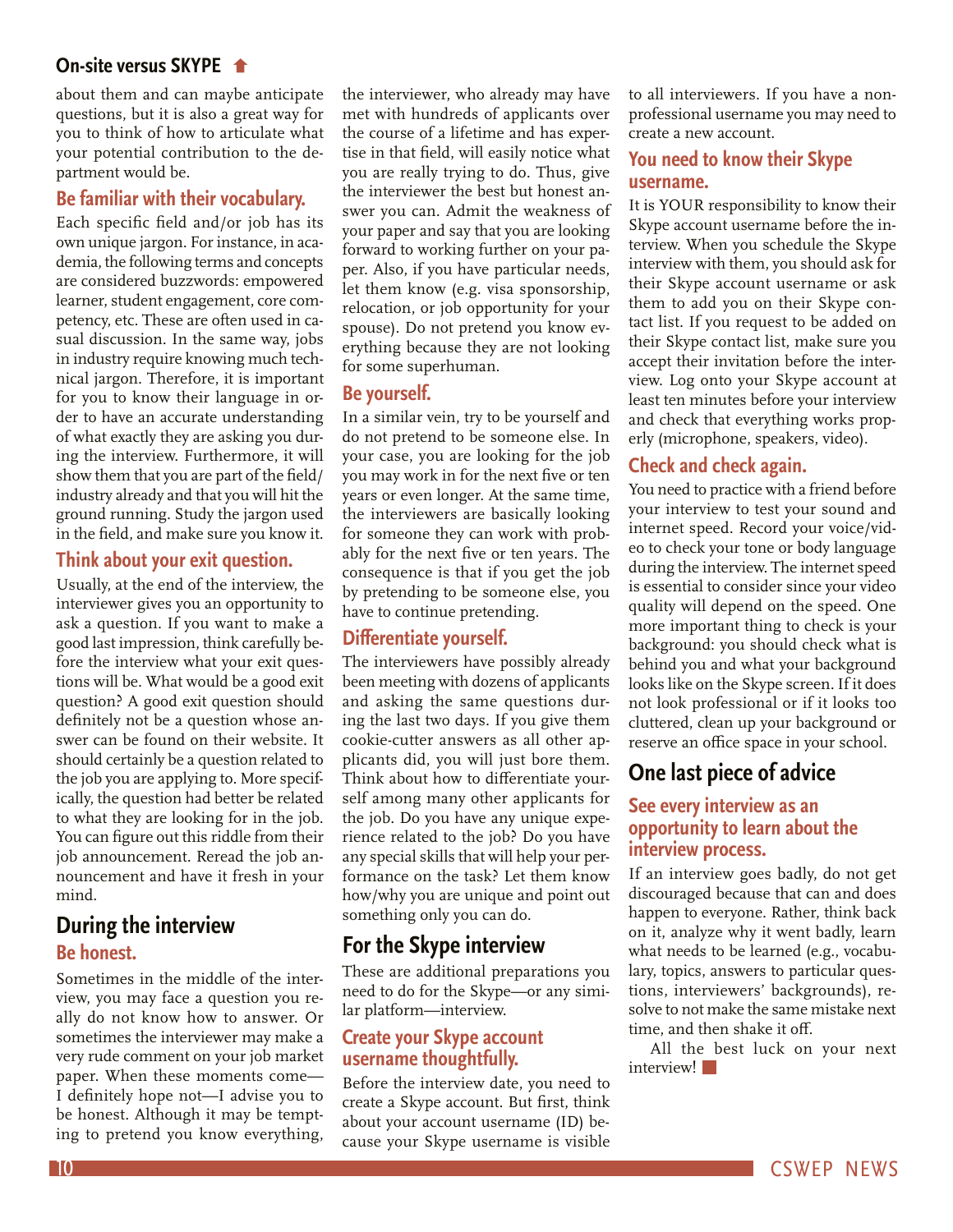about them and can maybe anticipate questions, but it is also a great way for you to think of how to articulate what your potential contribution to the department would be.

### Be familiar with their vocabulary.

Each specific field and/or job has its own unique jargon. For instance, in academia, the following terms and concepts are considered buzzwords: empowered learner, student engagement, core competency, etc. These are often used in casual discussion. In the same way, jobs in industry require knowing much technical jargon. Therefore, it is important for you to know their language in order to have an accurate understanding of what exactly they are asking you during the interview. Furthermore, it will show them that you are part of the field/industry already and that you will hit the ground running. Study the jargon used in the field, and make sure you know it.

### Think about your exit question.

Usually, at the end of the interview, the interviewer gives you an opportunity to ask a question. If you want to make a good last impression, think carefully before the interview what your exit questions will be. What would be a good exit question? A good exit question should definitely not be a question whose answer can be found on their website. It should certainly be a question related to the job you are applying to. More specifically, the question had better be related to what they are looking for in the job. You can figure out this riddle from their job announcement. Reread the job announcement and have it fresh in your mind.

## During the interview

### Be honest.

Sometimes in the middle of the interview, you may face a question you really do not know how to answer. Or sometimes the interviewer may make a very rude comment on your job market paper. When these moments come—I definitely hope not—I advise you to be honest. Although it may be tempting to pretend you know everything, the interviewer, who already may have met with hundreds of applicants over the course of a lifetime and has expertise in that field, will easily notice what you are really trying to do. Thus, give the interviewer the best but honest answer you can. Admit the weakness of your paper and say that you are looking forward to working further on your paper. Also, if you have particular needs, let them know (e.g. visa sponsorship, relocation, or job opportunity for your spouse). Do not pretend you know everything because they are not looking for some superhuman.

### Be yourself.

In a similar vein, try to be yourself and do not pretend to be someone else. In your case, you are looking for the job you may work in for the next five or ten years or even longer. At the same time, the interviewers are basically looking for someone they can work with probably for the next five or ten years. The consequence is that if you get the job by pretending to be someone else, you have to continue pretending.

### Differentiate yourself.

The interviewers have possibly already been meeting with dozens of applicants and asking the same questions during the last two days. If you give them cookie-cutter answers as all other applicants did, you will just bore them. Think about how to differentiate yourself among many other applicants for the job. Do you have any unique experience related to the job? Do you have any special skills that will help your performance on the task? Let them know how/why you are unique and point out something only you can do.

## For the Skype interview

These are additional preparations you need to do for the Skype—or any similar platform—interview.

### Create your Skype account username thoughtfully.

Before the interview date, you need to create a Skype account. But first, think about your account username (ID) because your Skype username is visible to all interviewers. If you have a non-professional username you may need to create a new account.

### You need to know their Skype username.

It is YOUR responsibility to know their Skype account username before the interview. When you schedule the Skype interview with them, you should ask for their Skype account username or ask them to add you on their Skype contact list. If you request to be added on their Skype contact list, make sure you accept their invitation before the interview. Log onto your Skype account at least ten minutes before your interview and check that everything works properly (microphone, speakers, video).

### Check and check again.

You need to practice with a friend before your interview to test your sound and internet speed. Record your voice/video to check your tone or body language during the interview. The internet speed is essential to consider since your video quality will depend on the speed. One more important thing to check is your background: you should check what is behind you and what your background looks like on the Skype screen. If it does not look professional or if it looks too cluttered, clean up your background or reserve an office space in your school.

## One last piece of advice

### See every interview as an opportunity to learn about the interview process.

If an interview goes badly, do not get discouraged because that can and does happen to everyone. Rather, think back on it, analyze why it went badly, learn what needs to be learned (e.g., vocabulary, topics, answers to particular questions, interviewers' backgrounds), resolve to not make the same mistake next time, and then shake it off.

All the best luck on your next interview!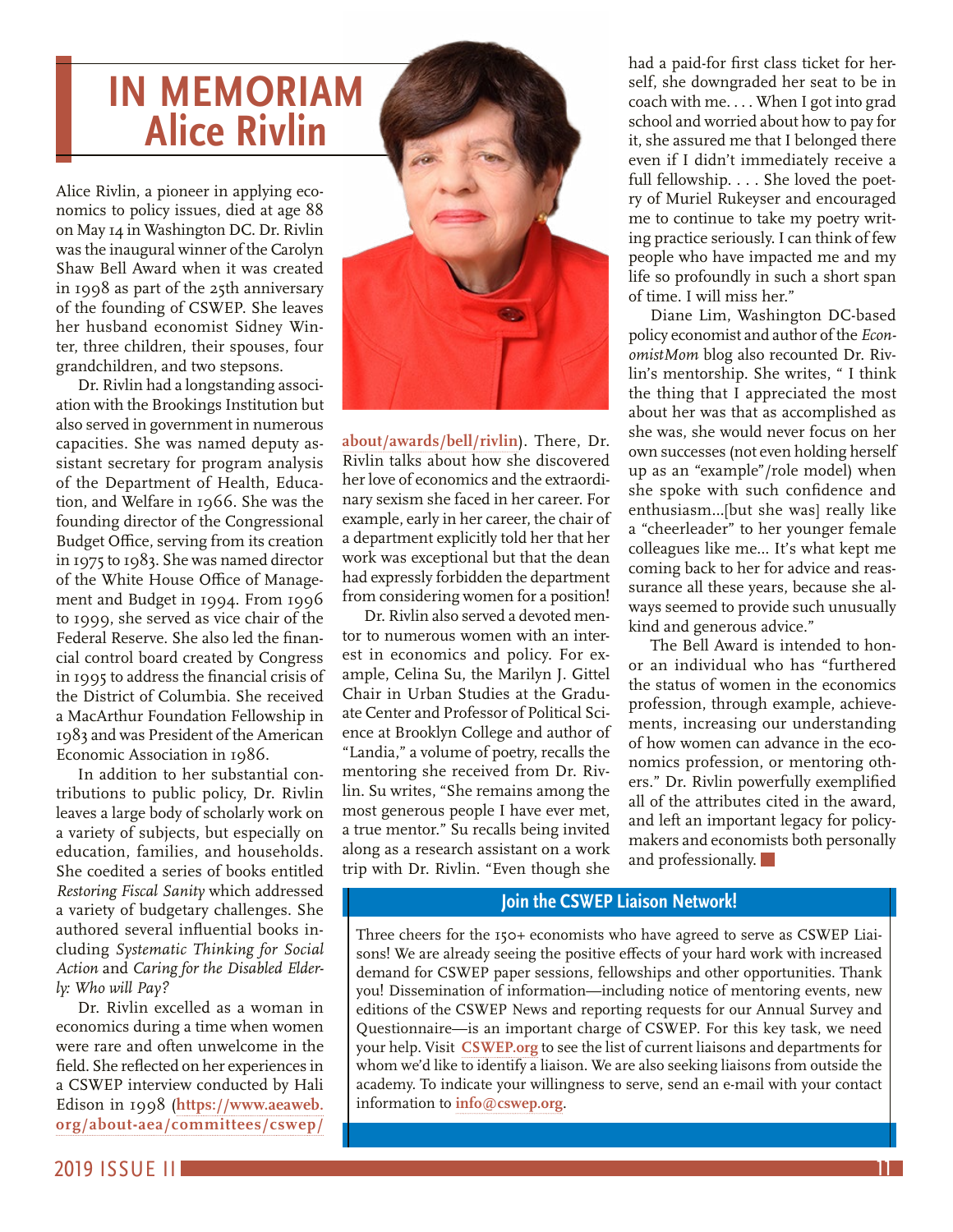# IN MEMORIAM
# Alice Rivlin

Alice Rivlin, a pioneer in applying economics to policy issues, died at age 88 on May 14 in Washington DC. Dr. Rivlin was the inaugural winner of the Carolyn Shaw Bell Award when it was created in 1998 as part of the 25th anniversary of the founding of CSWEP. She leaves her husband economist Sidney Winter, three children, their spouses, four grandchildren, and two stepsons.

Dr. Rivlin had a longstanding association with the Brookings Institution but also served in government in numerous capacities. She was named deputy assistant secretary for program analysis of the Department of Health, Education, and Welfare in 1966. She was the founding director of the Congressional Budget Office, serving from its creation in 1975 to 1983. She was named director of the White House Office of Management and Budget in 1994. From 1996 to 1999, she served as vice chair of the Federal Reserve. She also led the financial control board created by Congress in 1995 to address the financial crisis of the District of Columbia. She received a MacArthur Foundation Fellowship in 1983 and was President of the American Economic Association in 1986.

In addition to her substantial contributions to public policy, Dr. Rivlin leaves a large body of scholarly work on a variety of subjects, but especially on education, families, and households. She coedited a series of books entitled *Restoring Fiscal Sanity* which addressed a variety of budgetary challenges. She authored several influential books including *Systematic Thinking for Social Action* and *Caring for the Disabled Elderly: Who will Pay?*

Dr. Rivlin excelled as a woman in economics during a time when women were rare and often unwelcome in the field. She reflected on her experiences in a CSWEP interview conducted by Hali Edison in 1998 (**https://www.aeaweb.org/about-aea/committees/cswep/about/awards/bell/rivlin**). There, Dr. Rivlin talks about how she discovered her love of economics and the extraordinary sexism she faced in her career. For example, early in her career, the chair of a department explicitly told her that her work was exceptional but that the dean had expressly forbidden the department from considering women for a position!

Dr. Rivlin also served a devoted mentor to numerous women with an interest in economics and policy. For example, Celina Su, the Marilyn J. Gittel Chair in Urban Studies at the Graduate Center and Professor of Political Science at Brooklyn College and author of "Landia," a volume of poetry, recalls the mentoring she received from Dr. Rivlin. Su writes, "She remains among the most generous people I have ever met, a true mentor." Su recalls being invited along as a research assistant on a work trip with Dr. Rivlin. "Even though she had a paid-for first class ticket for herself, she downgraded her seat to be in coach with me. . . . When I got into grad school and worried about how to pay for it, she assured me that I belonged there even if I didn't immediately receive a full fellowship. . . . She loved the poetry of Muriel Rukeyser and encouraged me to continue to take my poetry writing practice seriously. I can think of few people who have impacted me and my life so profoundly in such a short span of time. I will miss her."

Diane Lim, Washington DC-based policy economist and author of the *EconomistMom* blog also recounted Dr. Rivlin's mentorship. She writes, " I think the thing that I appreciated the most about her was that as accomplished as she was, she would never focus on her own successes (not even holding herself up as an "example"/role model) when she spoke with such confidence and enthusiasm...[but she was] really like a "cheerleader" to her younger female colleagues like me... It's what kept me coming back to her for advice and reassurance all these years, because she always seemed to provide such unusually kind and generous advice."

The Bell Award is intended to honor an individual who has "furthered the status of women in the economics profession, through example, achievements, increasing our understanding of how women can advance in the economics profession, or mentoring others." Dr. Rivlin powerfully exemplified all of the attributes cited in the award, and left an important legacy for policymakers and economists both personally and professionally.

## Join the CSWEP Liaison Network!

Three cheers for the 150+ economists who have agreed to serve as CSWEP Liaisons! We are already seeing the positive effects of your hard work with increased demand for CSWEP paper sessions, fellowships and other opportunities. Thank you! Dissemination of information—including notice of mentoring events, new editions of the CSWEP News and reporting requests for our Annual Survey and Questionnaire—is an important charge of CSWEP. For this key task, we need your help. Visit **CSWEP.org** to see the list of current liaisons and departments for whom we'd like to identify a liaison. We are also seeking liaisons from outside the academy. To indicate your willingness to serve, send an e-mail with your contact information to **info@cswep.org**.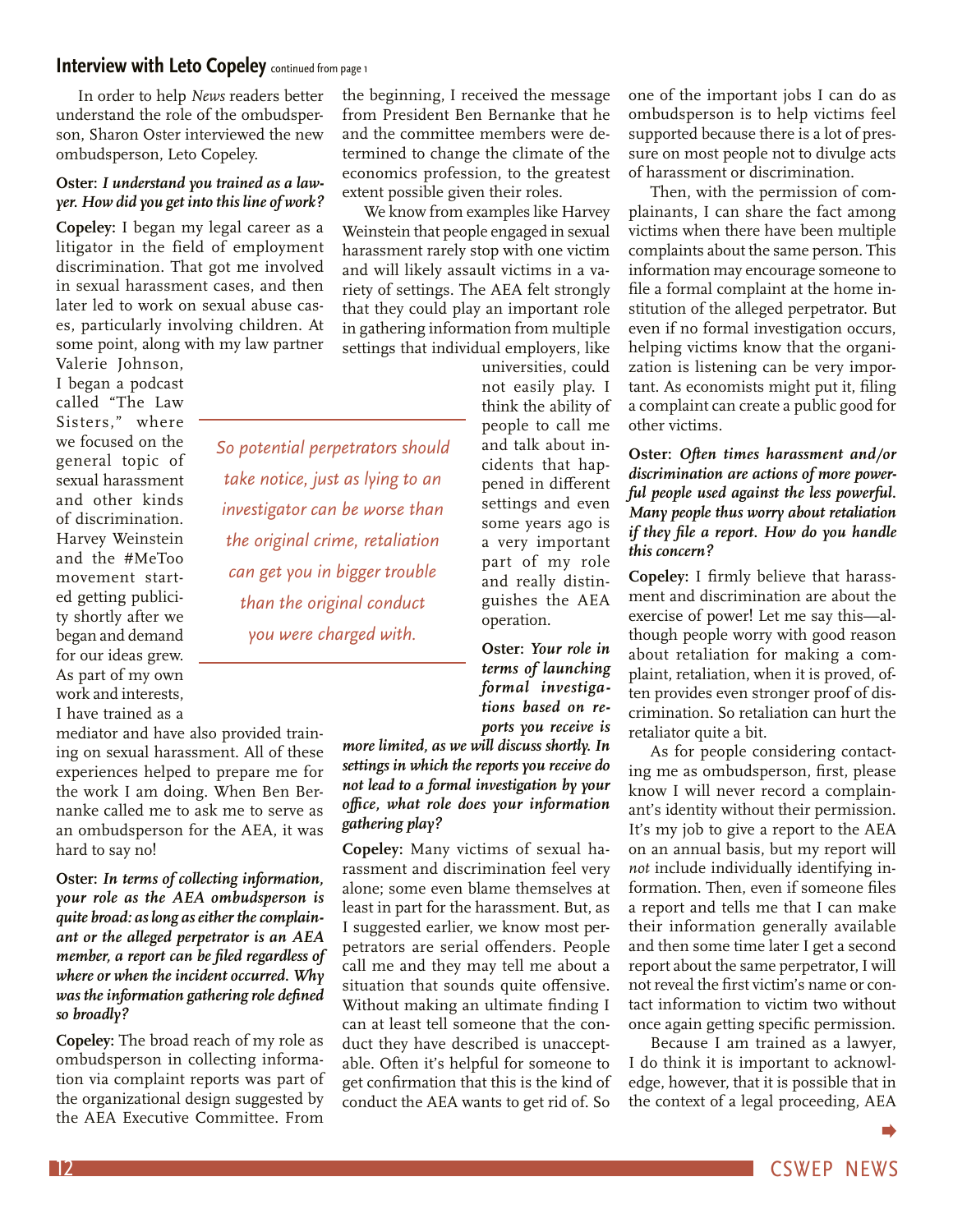## Interview with Leto Copeley *continued from page 1*

In order to help *News* readers better understand the role of the ombudsperson, Sharon Oster interviewed the new ombudsperson, Leto Copeley.

**Oster:** ***I understand you trained as a lawyer. How did you get into this line of work?***

**Copeley:** I began my legal career as a litigator in the field of employment discrimination. That got me involved in sexual harassment cases, and then later led to work on sexual abuse cases, particularly involving children. At some point, along with my law partner Valerie Johnson, I began a podcast called "The Law Sisters," where we focused on the general topic of sexual harassment and other kinds of discrimination. Harvey Weinstein and the #MeToo movement started getting publicity shortly after we began and demand for our ideas grew. As part of my own work and interests, I have trained as a mediator and have also provided training on sexual harassment. All of these experiences helped to prepare me for the work I am doing. When Ben Bernanke called me to ask me to serve as an ombudsperson for the AEA, it was hard to say no!

**Oster:** ***In terms of collecting information, your role as the AEA ombudsperson is quite broad: as long as either the complainant or the alleged perpetrator is an AEA member, a report can be filed regardless of where or when the incident occurred. Why was the information gathering role defined so broadly?***

**Copeley:** The broad reach of my role as ombudsperson in collecting information via complaint reports was part of the organizational design suggested by the AEA Executive Committee. From the beginning, I received the message from President Ben Bernanke that he and the committee members were determined to change the climate of the economics profession, to the greatest extent possible given their roles.

We know from examples like Harvey Weinstein that people engaged in sexual harassment rarely stop with one victim and will likely assault victims in a variety of settings. The AEA felt strongly that they could play an important role in gathering information from multiple settings that individual employers, like universities, could not easily play. I think the ability of people to call me and talk about incidents that happened in different settings and even some years ago is a very important part of my role and really distinguishes the AEA operation.

> *So potential perpetrators should take notice, just as lying to an investigator can be worse than the original crime, retaliation can get you in bigger trouble than the original conduct you were charged with.*

**Oster:** ***Your role in terms of launching formal investigations based on reports you receive is more limited, as we will discuss shortly. In settings in which the reports you receive do not lead to a formal investigation by your office, what role does your information gathering play?***

**Copeley:** Many victims of sexual harassment and discrimination feel very alone; some even blame themselves at least in part for the harassment. But, as I suggested earlier, we know most perpetrators are serial offenders. People call me and they may tell me about a situation that sounds quite offensive. Without making an ultimate finding I can at least tell someone that the conduct they have described is unacceptable. Often it's helpful for someone to get confirmation that this is the kind of conduct the AEA wants to get rid of. So one of the important jobs I can do as ombudsperson is to help victims feel supported because there is a lot of pressure on most people not to divulge acts of harassment or discrimination.

Then, with the permission of complainants, I can share the fact among victims when there have been multiple complaints about the same person. This information may encourage someone to file a formal complaint at the home institution of the alleged perpetrator. But even if no formal investigation occurs, helping victims know that the organization is listening can be very important. As economists might put it, filing a complaint can create a public good for other victims.

**Oster:** ***Often times harassment and/or discrimination are actions of more powerful people used against the less powerful. Many people thus worry about retaliation if they file a report. How do you handle this concern?***

**Copeley:** I firmly believe that harassment and discrimination are about the exercise of power! Let me say this—although people worry with good reason about retaliation for making a complaint, retaliation, when it is proved, often provides even stronger proof of discrimination. So retaliation can hurt the retaliator quite a bit.

As for people considering contacting me as ombudsperson, first, please know I will never record a complainant's identity without their permission. It's my job to give a report to the AEA on an annual basis, but my report will *not* include individually identifying information. Then, even if someone files a report and tells me that I can make their information generally available and then some time later I get a second report about the same perpetrator, I will not reveal the first victim's name or contact information to victim two without once again getting specific permission.

Because I am trained as a lawyer, I do think it is important to acknowledge, however, that it is possible that in the context of a legal proceeding, AEA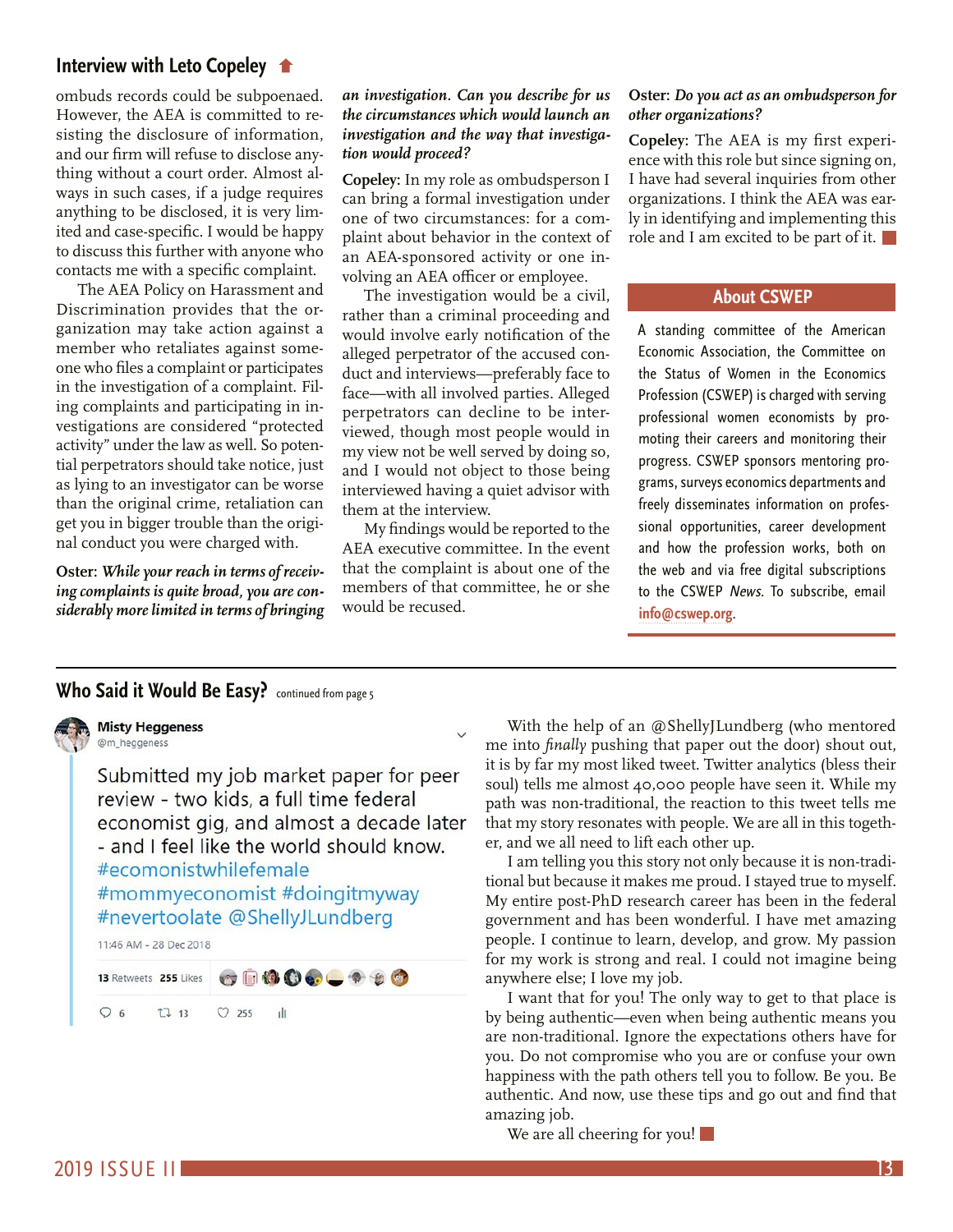## Interview with Leto Copeley

ombuds records could be subpoenaed. However, the AEA is committed to resisting the disclosure of information, and our firm will refuse to disclose anything without a court order. Almost always in such cases, if a judge requires anything to be disclosed, it is very limited and case-specific. I would be happy to discuss this further with anyone who contacts me with a specific complaint.

The AEA Policy on Harassment and Discrimination provides that the organization may take action against a member who retaliates against someone who files a complaint or participates in the investigation of a complaint. Filing complaints and participating in investigations are considered "protected activity" under the law as well. So potential perpetrators should take notice, just as lying to an investigator can be worse than the original crime, retaliation can get you in bigger trouble than the original conduct you were charged with.

**Oster:** ***While your reach in terms of receiving complaints is quite broad, you are considerably more limited in terms of bringing an investigation. Can you describe for us the circumstances which would launch an investigation and the way that investigation would proceed?***

**Copeley:** In my role as ombudsperson I can bring a formal investigation under one of two circumstances: for a complaint about behavior in the context of an AEA-sponsored activity or one involving an AEA officer or employee.

The investigation would be a civil, rather than a criminal proceeding and would involve early notification of the alleged perpetrator of the accused conduct and interviews—preferably face to face—with all involved parties. Alleged perpetrators can decline to be interviewed, though most people would in my view not be well served by doing so, and I would not object to those being interviewed having a quiet advisor with them at the interview.

My findings would be reported to the AEA executive committee. In the event that the complaint is about one of the members of that committee, he or she would be recused.

**Oster:** ***Do you act as an ombudsperson for other organizations?***

**Copeley:** The AEA is my first experience with this role but since signing on, I have had several inquiries from other organizations. I think the AEA was early in identifying and implementing this role and I am excited to be part of it.

### About CSWEP

A standing committee of the American Economic Association, the Committee on the Status of Women in the Economics Profession (CSWEP) is charged with serving professional women economists by promoting their careers and monitoring their progress. CSWEP sponsors mentoring programs, surveys economics departments and freely disseminates information on professional opportunities, career development and how the profession works, both on the web and via free digital subscriptions to the CSWEP *News*. To subscribe, email info@cswep.org.

---

## Who Said it Would Be Easy? continued from page 5

**Misty Heggeness**
@m_heggeness

Submitted my job market paper for peer review - two kids, a full time federal economist gig, and almost a decade later - and I feel like the world should know. #ecomonistwhilefemale #mommyeconomist #doingitmyway #nevertoolate @ShellyJLundberg

11:46 AM - 28 Dec 2018

13 Retweets 255 Likes

6 13 255

With the help of an @ShellyJLundberg (who mentored me into *finally* pushing that paper out the door) shout out, it is by far my most liked tweet. Twitter analytics (bless their soul) tells me almost 40,000 people have seen it. While my path was non-traditional, the reaction to this tweet tells me that my story resonates with people. We are all in this together, and we all need to lift each other up.

I am telling you this story not only because it is non-traditional but because it makes me proud. I stayed true to myself. My entire post-PhD research career has been in the federal government and has been wonderful. I have met amazing people. I continue to learn, develop, and grow. My passion for my work is strong and real. I could not imagine being anywhere else; I love my job.

I want that for you! The only way to get to that place is by being authentic—even when being authentic means you are non-traditional. Ignore the expectations others have for you. Do not compromise who you are or confuse your own happiness with the path others tell you to follow. Be you. Be authentic. And now, use these tips and go out and find that amazing job.

We are all cheering for you!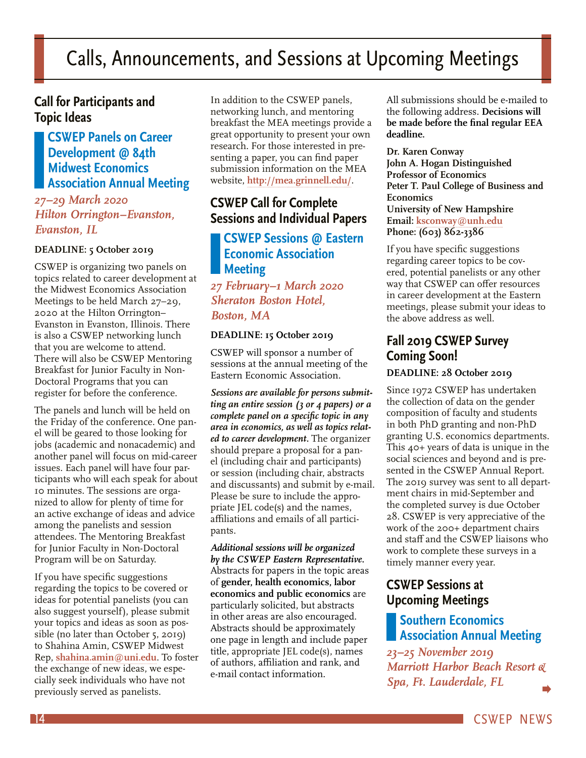# Calls, Announcements, and Sessions at Upcoming Meetings

## Call for Participants and Topic Ideas

### CSWEP Panels on Career Development @ 84th Midwest Economics Association Annual Meeting

*27–29 March 2020*
*Hilton Orrington–Evanston, Evanston, IL*

**DEADLINE: 5 October 2019**

CSWEP is organizing two panels on topics related to career development at the Midwest Economics Association Meetings to be held March 27–29, 2020 at the Hilton Orrington–Evanston in Evanston, Illinois. There is also a CSWEP networking lunch that you are welcome to attend. There will also be CSWEP Mentoring Breakfast for Junior Faculty in Non-Doctoral Programs that you can register for before the conference.

The panels and lunch will be held on the Friday of the conference. One panel will be geared to those looking for jobs (academic and nonacademic) and another panel will focus on mid-career issues. Each panel will have four participants who will each speak for about 10 minutes. The sessions are organized to allow for plenty of time for an active exchange of ideas and advice among the panelists and session attendees. The Mentoring Breakfast for Junior Faculty in Non-Doctoral Program will be on Saturday.

If you have specific suggestions regarding the topics to be covered or ideas for potential panelists (you can also suggest yourself), please submit your topics and ideas as soon as possible (no later than October 5, 2019) to Shahina Amin, CSWEP Midwest Rep, **shahina.amin@uni.edu**. To foster the exchange of new ideas, we especially seek individuals who have not previously served as panelists.

In addition to the CSWEP panels, networking lunch, and mentoring breakfast the MEA meetings provide a great opportunity to present your own research. For those interested in presenting a paper, you can find paper submission information on the MEA website, **http://mea.grinnell.edu/**.

## CSWEP Call for Complete Sessions and Individual Papers

### CSWEP Sessions @ Eastern Economic Association Meeting

*27 February–1 March 2020*
*Sheraton Boston Hotel, Boston, MA*

**DEADLINE: 15 October 2019**

CSWEP will sponsor a number of sessions at the annual meeting of the Eastern Economic Association.

***Sessions are available for persons submitting an entire session (3 or 4 papers) or a complete panel on a specific topic in any area in economics, as well as topics related to career development.*** The organizer should prepare a proposal for a panel (including chair and participants) or session (including chair, abstracts and discussants) and submit by e-mail. Please be sure to include the appropriate JEL code(s) and the names, affiliations and emails of all participants.

***Additional sessions will be organized by the CSWEP Eastern Representative.*** Abstracts for papers in the topic areas of **gender, health economics, labor economics and public economics** are particularly solicited, but abstracts in other areas are also encouraged. Abstracts should be approximately one page in length and include paper title, appropriate JEL code(s), names of authors, affiliation and rank, and e-mail contact information.

All submissions should be e-mailed to the following address. **Decisions will be made before the final regular EEA deadline.**

**Dr. Karen Conway**
**John A. Hogan Distinguished Professor of Economics**
**Peter T. Paul College of Business and Economics**
**University of New Hampshire**
**Email: ksconway@unh.edu**
**Phone: (603) 862-3386**

If you have specific suggestions regarding career topics to be covered, potential panelists or any other way that CSWEP can offer resources in career development at the Eastern meetings, please submit your ideas to the above address as well.

## Fall 2019 CSWEP Survey Coming Soon!

**DEADLINE: 28 October 2019**

Since 1972 CSWEP has undertaken the collection of data on the gender composition of faculty and students in both PhD granting and non-PhD granting U.S. economics departments. This 40+ years of data is unique in the social sciences and beyond and is presented in the CSWEP Annual Report. The 2019 survey was sent to all department chairs in mid-September and the completed survey is due October 28. CSWEP is very appreciative of the work of the 200+ department chairs and staff and the CSWEP liaisons who work to complete these surveys in a timely manner every year.

## CSWEP Sessions at Upcoming Meetings

### Southern Economics Association Annual Meeting

*23–25 November 2019*
*Marriott Harbor Beach Resort & Spa, Ft. Lauderdale, FL*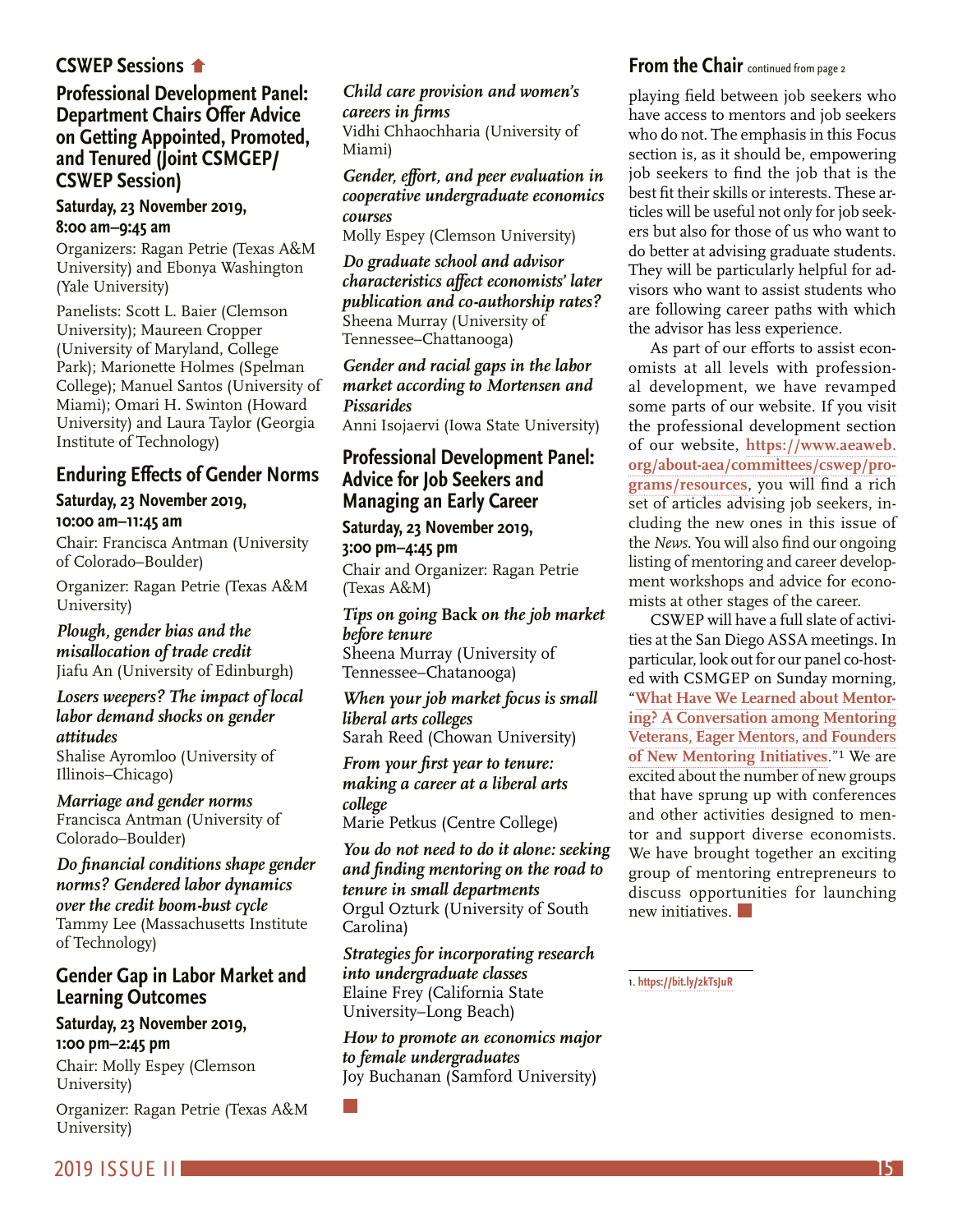## CSWEP Sessions

### Professional Development Panel: Department Chairs Offer Advice on Getting Appointed, Promoted, and Tenured (Joint CSMGEP/CSWEP Session)

**Saturday, 23 November 2019, 8:00 am–9:45 am**

Organizers: Ragan Petrie (Texas A&M University) and Ebonya Washington (Yale University)

Panelists: Scott L. Baier (Clemson University); Maureen Cropper (University of Maryland, College Park); Marionette Holmes (Spelman College); Manuel Santos (University of Miami); Omari H. Swinton (Howard University) and Laura Taylor (Georgia Institute of Technology)

### Enduring Effects of Gender Norms

**Saturday, 23 November 2019, 10:00 am–11:45 am**

Chair: Francisca Antman (University of Colorado–Boulder)

Organizer: Ragan Petrie (Texas A&M University)

*Plough, gender bias and the misallocation of trade credit*
Jiafu An (University of Edinburgh)

*Losers weepers? The impact of local labor demand shocks on gender attitudes*
Shalise Ayromloo (University of Illinois–Chicago)

*Marriage and gender norms*
Francisca Antman (University of Colorado–Boulder)

*Do financial conditions shape gender norms? Gendered labor dynamics over the credit boom-bust cycle*
Tammy Lee (Massachusetts Institute of Technology)

### Gender Gap in Labor Market and Learning Outcomes

**Saturday, 23 November 2019, 1:00 pm–2:45 pm**

Chair: Molly Espey (Clemson University)

Organizer: Ragan Petrie (Texas A&M University)

*Child care provision and women's careers in firms*
Vidhi Chhaochharia (University of Miami)

*Gender, effort, and peer evaluation in cooperative undergraduate economics courses*
Molly Espey (Clemson University)

*Do graduate school and advisor characteristics affect economists' later publication and co-authorship rates?*
Sheena Murray (University of Tennessee–Chattanooga)

*Gender and racial gaps in the labor market according to Mortensen and Pissarides*
Anni Isojaervi (Iowa State University)

### Professional Development Panel: Advice for Job Seekers and Managing an Early Career

**Saturday, 23 November 2019, 3:00 pm–4:45 pm**

Chair and Organizer: Ragan Petrie (Texas A&M)

*Tips on going* Back *on the job market before tenure*
Sheena Murray (University of Tennessee–Chatanooga)

*When your job market focus is small liberal arts colleges*
Sarah Reed (Chowan University)

*From your first year to tenure: making a career at a liberal arts college*
Marie Petkus (Centre College)

*You do not need to do it alone: seeking and finding mentoring on the road to tenure in small departments*
Orgul Ozturk (University of South Carolina)

*Strategies for incorporating research into undergraduate classes*
Elaine Frey (California State University–Long Beach)

*How to promote an economics major to female undergraduates*
Joy Buchanan (Samford University)

## From the Chair continued from page 2

playing field between job seekers who have access to mentors and job seekers who do not. The emphasis in this Focus section is, as it should be, empowering job seekers to find the job that is the best fit their skills or interests. These articles will be useful not only for job seekers but also for those of us who want to do better at advising graduate students. They will be particularly helpful for advisors who want to assist students who are following career paths with which the advisor has less experience.

As part of our efforts to assist economists at all levels with professional development, we have revamped some parts of our website. If you visit the professional development section of our website, **https://www.aeaweb.org/about-aea/committees/cswep/programs/resources**, you will find a rich set of articles advising job seekers, including the new ones in this issue of the *News*. You will also find our ongoing listing of mentoring and career development workshops and advice for economists at other stages of the career.

CSWEP will have a full slate of activities at the San Diego ASSA meetings. In particular, look out for our panel co-hosted with CSMGEP on Sunday morning, "**What Have We Learned about Mentoring? A Conversation among Mentoring Veterans, Eager Mentors, and Founders of New Mentoring Initiatives.**"[1] We are excited about the number of new groups that have sprung up with conferences and other activities designed to mentor and support diverse economists. We have brought together an exciting group of mentoring entrepreneurs to discuss opportunities for launching new initiatives.

1. https://bit.ly/2kTsJuR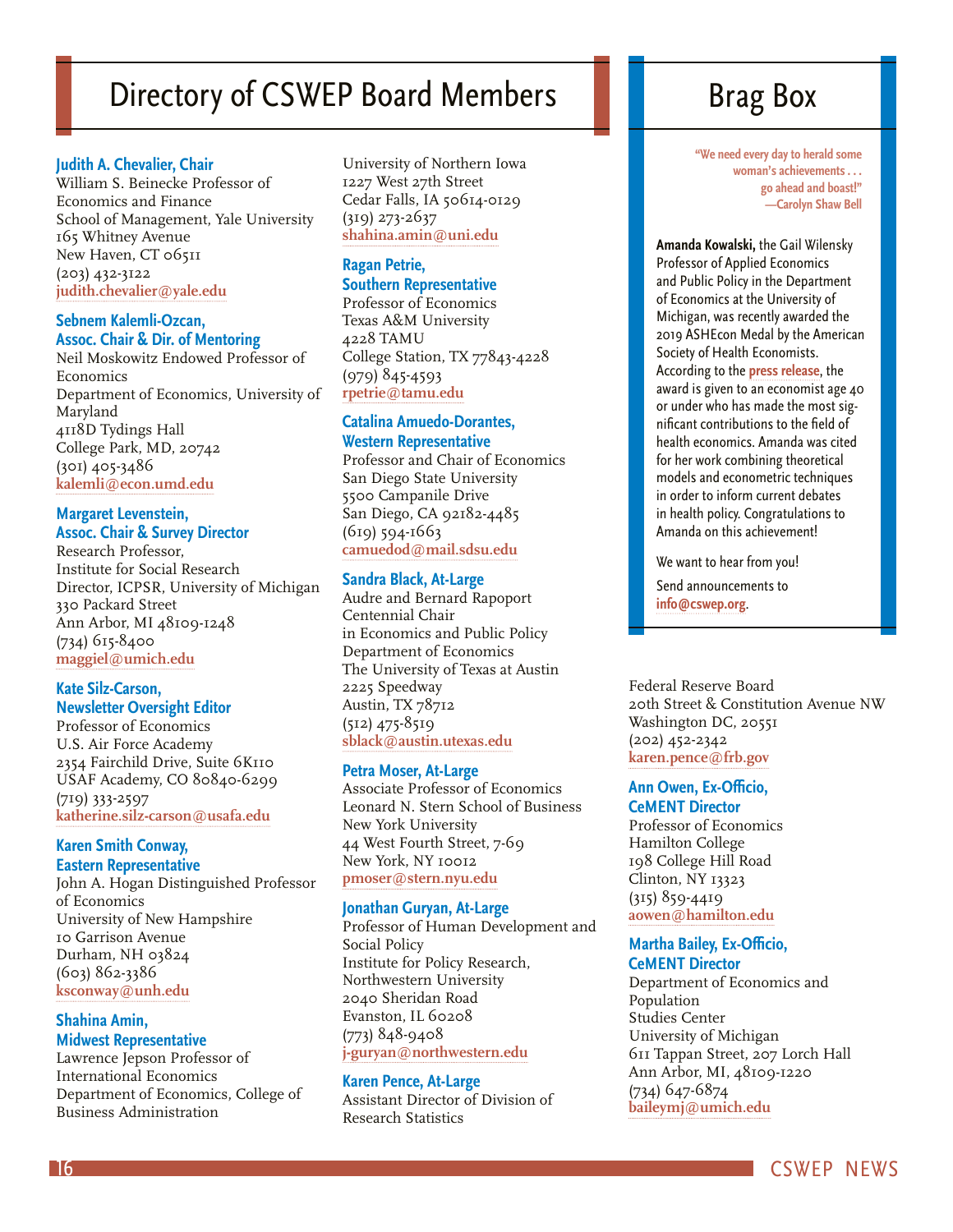# Directory of CSWEP Board Members

**Judith A. Chevalier, Chair**
William S. Beinecke Professor of Economics and Finance
School of Management, Yale University
165 Whitney Avenue
New Haven, CT 06511
(203) 432-3122
judith.chevalier@yale.edu

**Sebnem Kalemli-Ozcan, Assoc. Chair & Dir. of Mentoring**
Neil Moskowitz Endowed Professor of Economics
Department of Economics, University of Maryland
4118D Tydings Hall
College Park, MD, 20742
(301) 405-3486
kalemli@econ.umd.edu

**Margaret Levenstein, Assoc. Chair & Survey Director**
Research Professor,
Institute for Social Research
Director, ICPSR, University of Michigan
330 Packard Street
Ann Arbor, MI 48109-1248
(734) 615-8400
maggiel@umich.edu

**Kate Silz-Carson, Newsletter Oversight Editor**
Professor of Economics
U.S. Air Force Academy
2354 Fairchild Drive, Suite 6K110
USAF Academy, CO 80840-6299
(719) 333-2597
katherine.silz-carson@usafa.edu

**Karen Smith Conway, Eastern Representative**
John A. Hogan Distinguished Professor of Economics
University of New Hampshire
10 Garrison Avenue
Durham, NH 03824
(603) 862-3386
ksconway@unh.edu

**Shahina Amin, Midwest Representative**
Lawrence Jepson Professor of International Economics
Department of Economics, College of Business Administration
University of Northern Iowa
1227 West 27th Street
Cedar Falls, IA 50614-0129
(319) 273-2637
shahina.amin@uni.edu

**Ragan Petrie, Southern Representative**
Professor of Economics
Texas A&M University
4228 TAMU
College Station, TX 77843-4228
(979) 845-4593
rpetrie@tamu.edu

**Catalina Amuedo-Dorantes, Western Representative**
Professor and Chair of Economics
San Diego State University
5500 Campanile Drive
San Diego, CA 92182-4485
(619) 594-1663
camuedod@mail.sdsu.edu

**Sandra Black, At-Large**
Audre and Bernard Rapoport Centennial Chair
in Economics and Public Policy
Department of Economics
The University of Texas at Austin
2225 Speedway
Austin, TX 78712
(512) 475-8519
sblack@austin.utexas.edu

**Petra Moser, At-Large**
Associate Professor of Economics
Leonard N. Stern School of Business
New York University
44 West Fourth Street, 7-69
New York, NY 10012
pmoser@stern.nyu.edu

**Jonathan Guryan, At-Large**
Professor of Human Development and Social Policy
Institute for Policy Research, Northwestern University
2040 Sheridan Road
Evanston, IL 60208
(773) 848-9408
j-guryan@northwestern.edu

**Karen Pence, At-Large**
Assistant Director of Division of Research Statistics
Federal Reserve Board
20th Street & Constitution Avenue NW
Washington DC, 20551
(202) 452-2342
karen.pence@frb.gov

**Ann Owen, Ex-Officio, CeMENT Director**
Professor of Economics
Hamilton College
198 College Hill Road
Clinton, NY 13323
(315) 859-4419
aowen@hamilton.edu

**Martha Bailey, Ex-Officio, CeMENT Director**
Department of Economics and Population Studies Center
University of Michigan
611 Tappan Street, 207 Lorch Hall
Ann Arbor, MI, 48109-1220
(734) 647-6874
baileymj@umich.edu

# Brag Box

**"We need every day to herald some woman's achievements . . . go ahead and boast!" —Carolyn Shaw Bell**

**Amanda Kowalski,** the Gail Wilensky Professor of Applied Economics and Public Policy in the Department of Economics at the University of Michigan, was recently awarded the 2019 ASHEcon Medal by the American Society of Health Economists. According to the press release, the award is given to an economist age 40 or under who has made the most significant contributions to the field of health economics. Amanda was cited for her work combining theoretical models and econometric techniques in order to inform current debates in health policy. Congratulations to Amanda on this achievement!

We want to hear from you!

Send announcements to info@cswep.org.